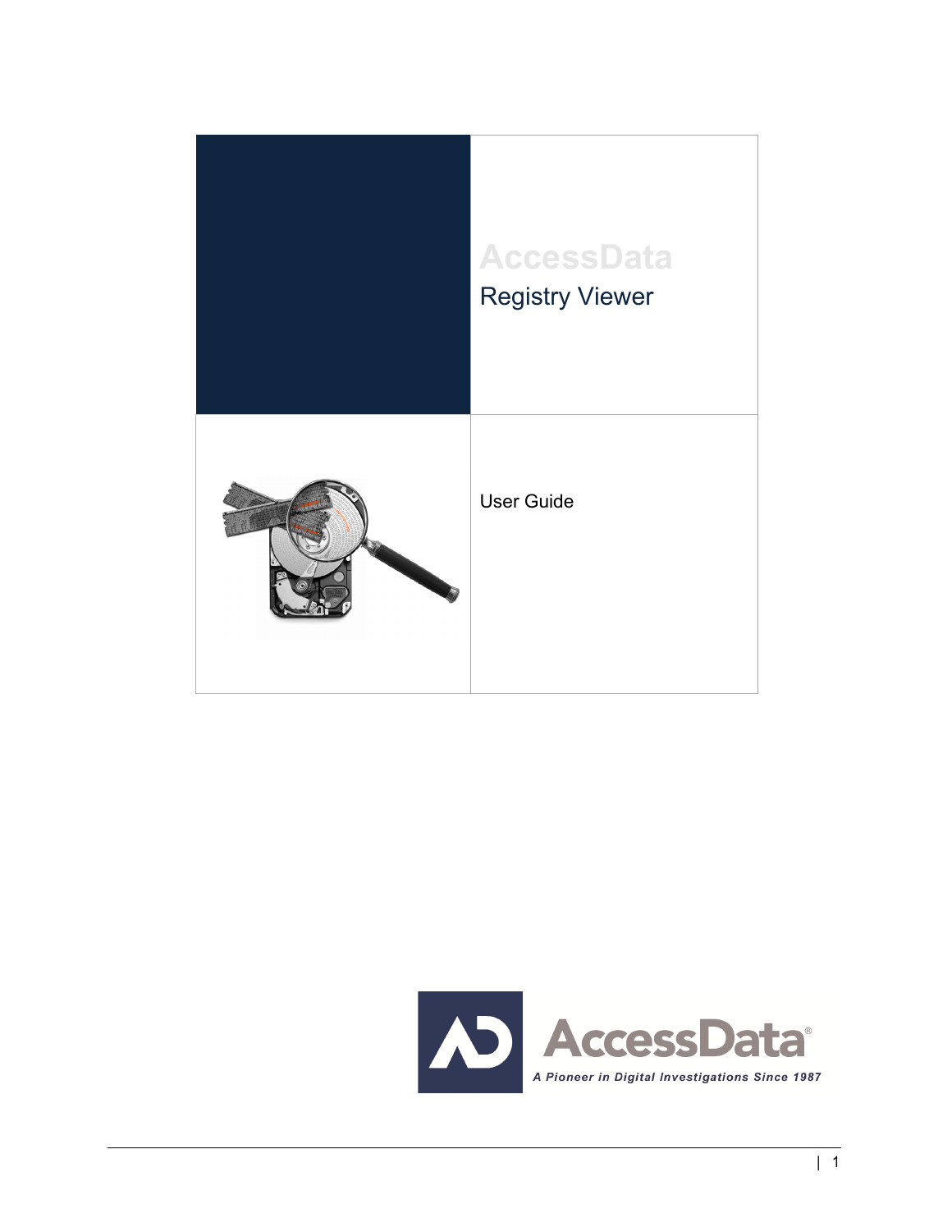# AccessData

## Registry Viewer

User Guide

AccessData

*A Pioneer in Digital Investigations Since 1987*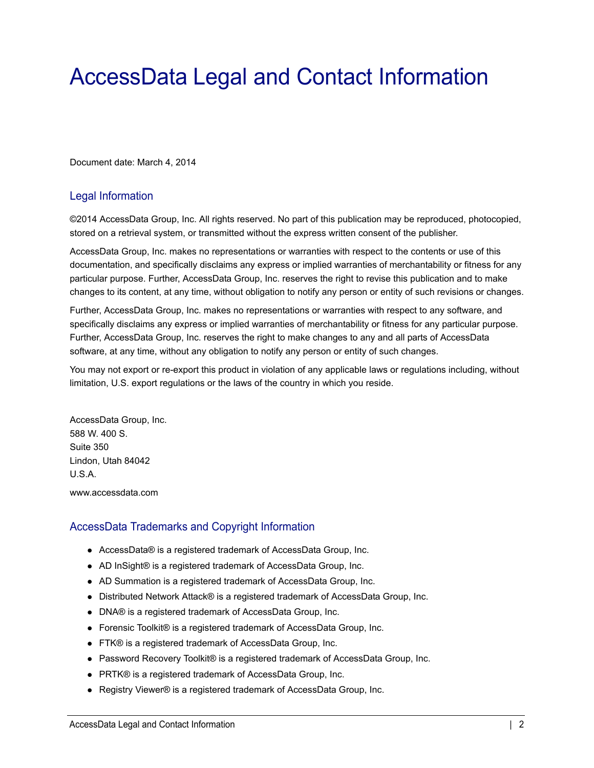# AccessData Legal and Contact Information

Document date: March 4, 2014

## Legal Information

©2014 AccessData Group, Inc. All rights reserved. No part of this publication may be reproduced, photocopied, stored on a retrieval system, or transmitted without the express written consent of the publisher.

AccessData Group, Inc. makes no representations or warranties with respect to the contents or use of this documentation, and specifically disclaims any express or implied warranties of merchantability or fitness for any particular purpose. Further, AccessData Group, Inc. reserves the right to revise this publication and to make changes to its content, at any time, without obligation to notify any person or entity of such revisions or changes.

Further, AccessData Group, Inc. makes no representations or warranties with respect to any software, and specifically disclaims any express or implied warranties of merchantability or fitness for any particular purpose. Further, AccessData Group, Inc. reserves the right to make changes to any and all parts of AccessData software, at any time, without any obligation to notify any person or entity of such changes.

You may not export or re-export this product in violation of any applicable laws or regulations including, without limitation, U.S. export regulations or the laws of the country in which you reside.

AccessData Group, Inc.  
588 W. 400 S.  
Suite 350  
Lindon, Utah 84042  
U.S.A.

www.accessdata.com

## AccessData Trademarks and Copyright Information

- AccessData® is a registered trademark of AccessData Group, Inc.
- AD InSight® is a registered trademark of AccessData Group, Inc.
- AD Summation is a registered trademark of AccessData Group, Inc.
- Distributed Network Attack® is a registered trademark of AccessData Group, Inc.
- DNA® is a registered trademark of AccessData Group, Inc.
- Forensic Toolkit® is a registered trademark of AccessData Group, Inc.
- FTK® is a registered trademark of AccessData Group, Inc.
- Password Recovery Toolkit® is a registered trademark of AccessData Group, Inc.
- PRTK® is a registered trademark of AccessData Group, Inc.
- Registry Viewer® is a registered trademark of AccessData Group, Inc.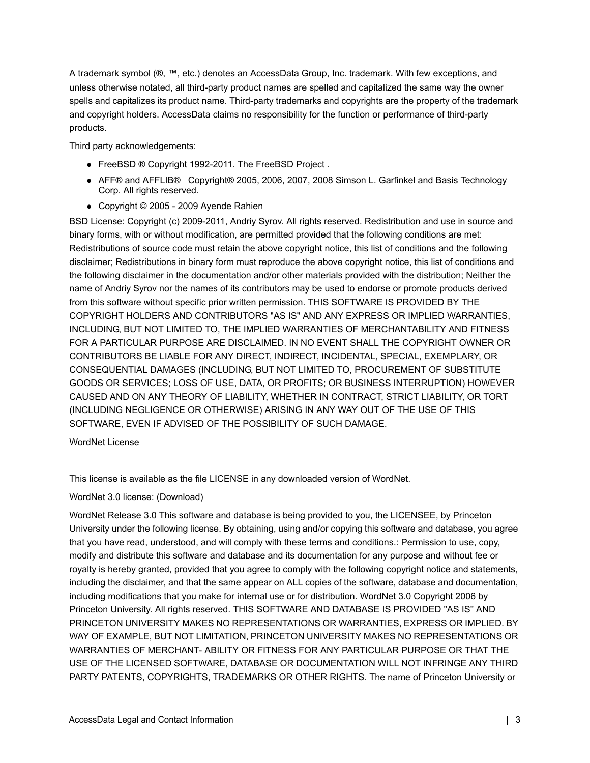A trademark symbol (®, ™, etc.) denotes an AccessData Group, Inc. trademark. With few exceptions, and unless otherwise notated, all third-party product names are spelled and capitalized the same way the owner spells and capitalizes its product name. Third-party trademarks and copyrights are the property of the trademark and copyright holders. AccessData claims no responsibility for the function or performance of third-party products.

Third party acknowledgements:

- FreeBSD ® Copyright 1992-2011. The FreeBSD Project .
- AFF® and AFFLIB®  Copyright® 2005, 2006, 2007, 2008 Simson L. Garfinkel and Basis Technology Corp. All rights reserved.
- Copyright © 2005 - 2009 Ayende Rahien

BSD License: Copyright (c) 2009-2011, Andriy Syrov. All rights reserved. Redistribution and use in source and binary forms, with or without modification, are permitted provided that the following conditions are met: Redistributions of source code must retain the above copyright notice, this list of conditions and the following disclaimer; Redistributions in binary form must reproduce the above copyright notice, this list of conditions and the following disclaimer in the documentation and/or other materials provided with the distribution; Neither the name of Andriy Syrov nor the names of its contributors may be used to endorse or promote products derived from this software without specific prior written permission. THIS SOFTWARE IS PROVIDED BY THE COPYRIGHT HOLDERS AND CONTRIBUTORS "AS IS" AND ANY EXPRESS OR IMPLIED WARRANTIES, INCLUDING, BUT NOT LIMITED TO, THE IMPLIED WARRANTIES OF MERCHANTABILITY AND FITNESS FOR A PARTICULAR PURPOSE ARE DISCLAIMED. IN NO EVENT SHALL THE COPYRIGHT OWNER OR CONTRIBUTORS BE LIABLE FOR ANY DIRECT, INDIRECT, INCIDENTAL, SPECIAL, EXEMPLARY, OR CONSEQUENTIAL DAMAGES (INCLUDING, BUT NOT LIMITED TO, PROCUREMENT OF SUBSTITUTE GOODS OR SERVICES; LOSS OF USE, DATA, OR PROFITS; OR BUSINESS INTERRUPTION) HOWEVER CAUSED AND ON ANY THEORY OF LIABILITY, WHETHER IN CONTRACT, STRICT LIABILITY, OR TORT (INCLUDING NEGLIGENCE OR OTHERWISE) ARISING IN ANY WAY OUT OF THE USE OF THIS SOFTWARE, EVEN IF ADVISED OF THE POSSIBILITY OF SUCH DAMAGE.

WordNet License

This license is available as the file LICENSE in any downloaded version of WordNet.

WordNet 3.0 license: (Download)

WordNet Release 3.0 This software and database is being provided to you, the LICENSEE, by Princeton University under the following license. By obtaining, using and/or copying this software and database, you agree that you have read, understood, and will comply with these terms and conditions.: Permission to use, copy, modify and distribute this software and database and its documentation for any purpose and without fee or royalty is hereby granted, provided that you agree to comply with the following copyright notice and statements, including the disclaimer, and that the same appear on ALL copies of the software, database and documentation, including modifications that you make for internal use or for distribution. WordNet 3.0 Copyright 2006 by Princeton University. All rights reserved. THIS SOFTWARE AND DATABASE IS PROVIDED "AS IS" AND PRINCETON UNIVERSITY MAKES NO REPRESENTATIONS OR WARRANTIES, EXPRESS OR IMPLIED. BY WAY OF EXAMPLE, BUT NOT LIMITATION, PRINCETON UNIVERSITY MAKES NO REPRESENTATIONS OR WARRANTIES OF MERCHANT- ABILITY OR FITNESS FOR ANY PARTICULAR PURPOSE OR THAT THE USE OF THE LICENSED SOFTWARE, DATABASE OR DOCUMENTATION WILL NOT INFRINGE ANY THIRD PARTY PATENTS, COPYRIGHTS, TRADEMARKS OR OTHER RIGHTS. The name of Princeton University or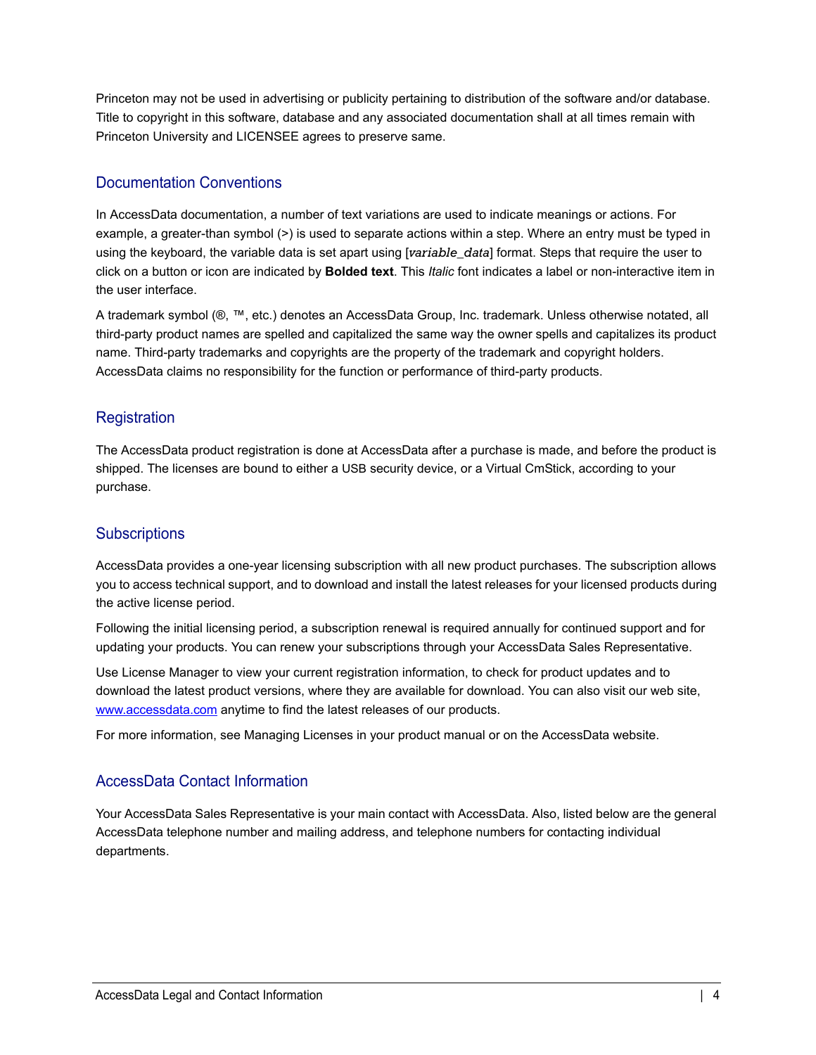Princeton may not be used in advertising or publicity pertaining to distribution of the software and/or database. Title to copyright in this software, database and any associated documentation shall at all times remain with Princeton University and LICENSEE agrees to preserve same.

## Documentation Conventions

In AccessData documentation, a number of text variations are used to indicate meanings or actions. For example, a greater-than symbol (>) is used to separate actions within a step. Where an entry must be typed in using the keyboard, the variable data is set apart using [*variable_data*] format. Steps that require the user to click on a button or icon are indicated by **Bolded text**. This *Italic* font indicates a label or non-interactive item in the user interface.

A trademark symbol (®, ™, etc.) denotes an AccessData Group, Inc. trademark. Unless otherwise notated, all third-party product names are spelled and capitalized the same way the owner spells and capitalizes its product name. Third-party trademarks and copyrights are the property of the trademark and copyright holders. AccessData claims no responsibility for the function or performance of third-party products.

## Registration

The AccessData product registration is done at AccessData after a purchase is made, and before the product is shipped. The licenses are bound to either a USB security device, or a Virtual CmStick, according to your purchase.

## Subscriptions

AccessData provides a one-year licensing subscription with all new product purchases. The subscription allows you to access technical support, and to download and install the latest releases for your licensed products during the active license period.

Following the initial licensing period, a subscription renewal is required annually for continued support and for updating your products. You can renew your subscriptions through your AccessData Sales Representative.

Use License Manager to view your current registration information, to check for product updates and to download the latest product versions, where they are available for download. You can also visit our web site, [www.accessdata.com](http://www.accessdata.com) anytime to find the latest releases of our products.

For more information, see Managing Licenses in your product manual or on the AccessData website.

## AccessData Contact Information

Your AccessData Sales Representative is your main contact with AccessData. Also, listed below are the general AccessData telephone number and mailing address, and telephone numbers for contacting individual departments.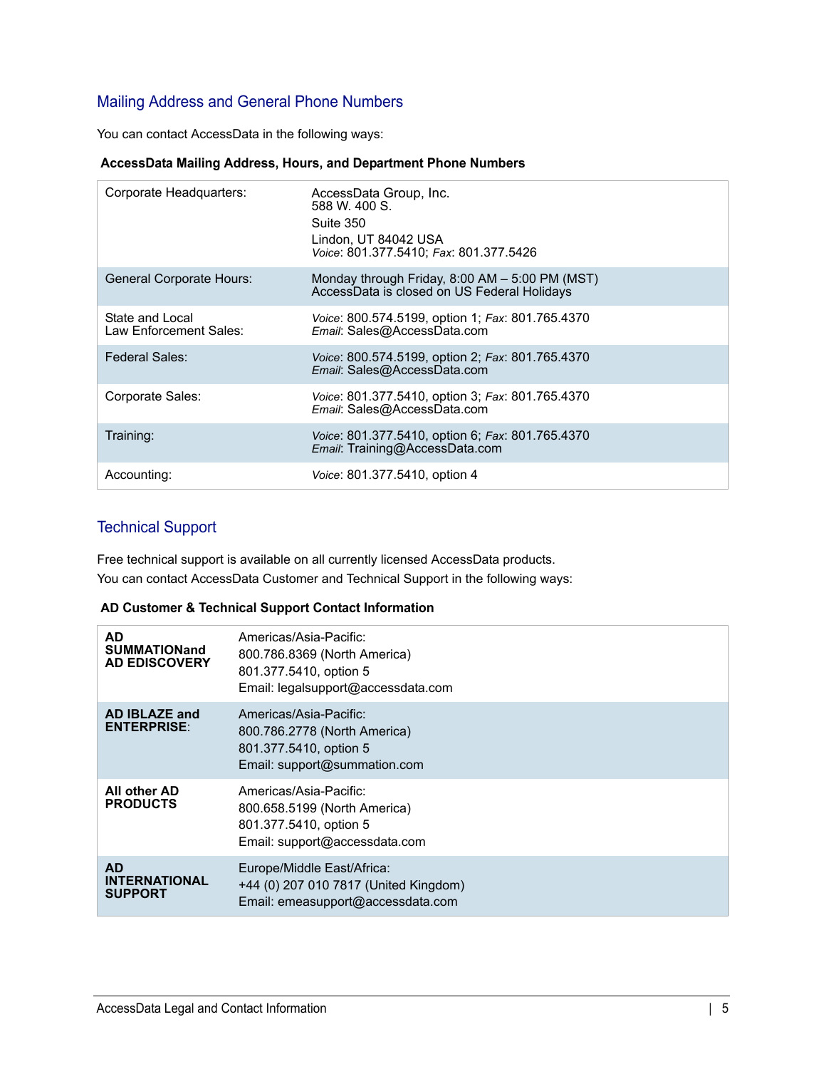## Mailing Address and General Phone Numbers

You can contact AccessData in the following ways:

**AccessData Mailing Address, Hours, and Department Phone Numbers**

| | |
|---|---|
| Corporate Headquarters: | AccessData Group, Inc.<br>588 W. 400 S.<br>Suite 350<br>Lindon, UT 84042 USA<br>*Voice*: 801.377.5410; *Fax*: 801.377.5426 |
| General Corporate Hours: | Monday through Friday, 8:00 AM – 5:00 PM (MST)<br>AccessData is closed on US Federal Holidays |
| State and Local Law Enforcement Sales: | *Voice*: 800.574.5199, option 1; *Fax*: 801.765.4370<br>*Email*: Sales@AccessData.com |
| Federal Sales: | *Voice*: 800.574.5199, option 2; *Fax*: 801.765.4370<br>*Email*: Sales@AccessData.com |
| Corporate Sales: | *Voice*: 801.377.5410, option 3; *Fax*: 801.765.4370<br>*Email*: Sales@AccessData.com |
| Training: | *Voice*: 801.377.5410, option 6; *Fax*: 801.765.4370<br>*Email*: Training@AccessData.com |
| Accounting: | *Voice*: 801.377.5410, option 4 |

## Technical Support

Free technical support is available on all currently licensed AccessData products.

You can contact AccessData Customer and Technical Support in the following ways:

**AD Customer & Technical Support Contact Information**

| | |
|---|---|
| **AD SUMMATIONand AD EDISCOVERY** | Americas/Asia-Pacific:<br>800.786.8369 (North America)<br>801.377.5410, option 5<br>Email: legalsupport@accessdata.com |
| **AD IBLAZE and ENTERPRISE**: | Americas/Asia-Pacific:<br>800.786.2778 (North America)<br>801.377.5410, option 5<br>Email: support@summation.com |
| **All other AD PRODUCTS** | Americas/Asia-Pacific:<br>800.658.5199 (North America)<br>801.377.5410, option 5<br>Email: support@accessdata.com |
| **AD INTERNATIONAL SUPPORT** | Europe/Middle East/Africa:<br>+44 (0) 207 010 7817 (United Kingdom)<br>Email: emeasupport@accessdata.com |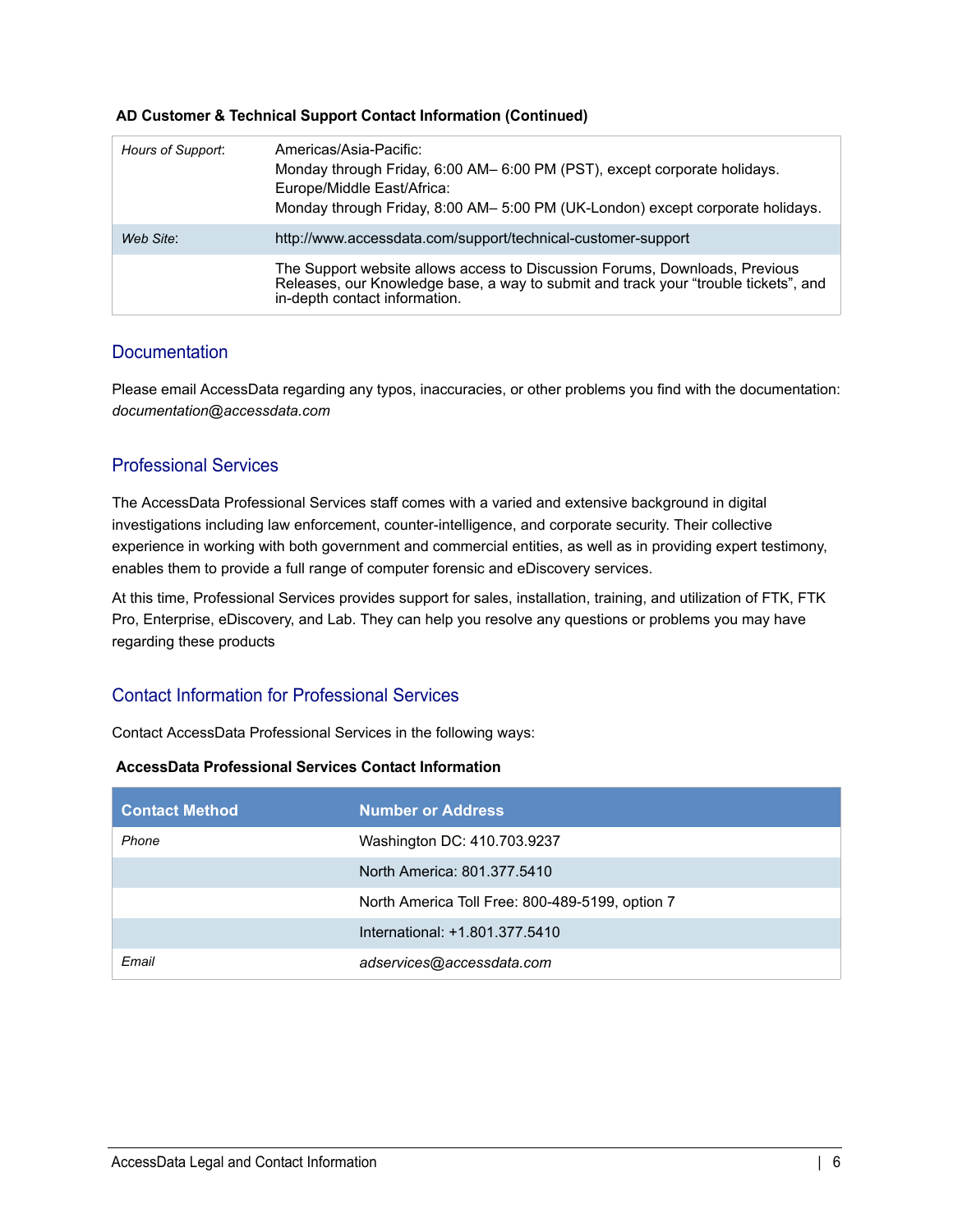**AD Customer & Technical Support Contact Information (Continued)**

| | |
|---|---|
| *Hours of Support*: | Americas/Asia-Pacific:<br>Monday through Friday, 6:00 AM– 6:00 PM (PST), except corporate holidays.<br>Europe/Middle East/Africa:<br>Monday through Friday, 8:00 AM– 5:00 PM (UK-London) except corporate holidays. |
| *Web Site*: | http://www.accessdata.com/support/technical-customer-support |
| | The Support website allows access to Discussion Forums, Downloads, Previous Releases, our Knowledge base, a way to submit and track your “trouble tickets”, and in-depth contact information. |

## Documentation

Please email AccessData regarding any typos, inaccuracies, or other problems you find with the documentation: *documentation@accessdata.com*

## Professional Services

The AccessData Professional Services staff comes with a varied and extensive background in digital investigations including law enforcement, counter-intelligence, and corporate security. Their collective experience in working with both government and commercial entities, as well as in providing expert testimony, enables them to provide a full range of computer forensic and eDiscovery services.

At this time, Professional Services provides support for sales, installation, training, and utilization of FTK, FTK Pro, Enterprise, eDiscovery, and Lab. They can help you resolve any questions or problems you may have regarding these products

## Contact Information for Professional Services

Contact AccessData Professional Services in the following ways:

**AccessData Professional Services Contact Information**

| Contact Method | Number or Address |
|---|---|
| *Phone* | Washington DC: 410.703.9237 |
| | North America: 801.377.5410 |
| | North America Toll Free: 800-489-5199, option 7 |
| | International: +1.801.377.5410 |
| *Email* | *adservices@accessdata.com* |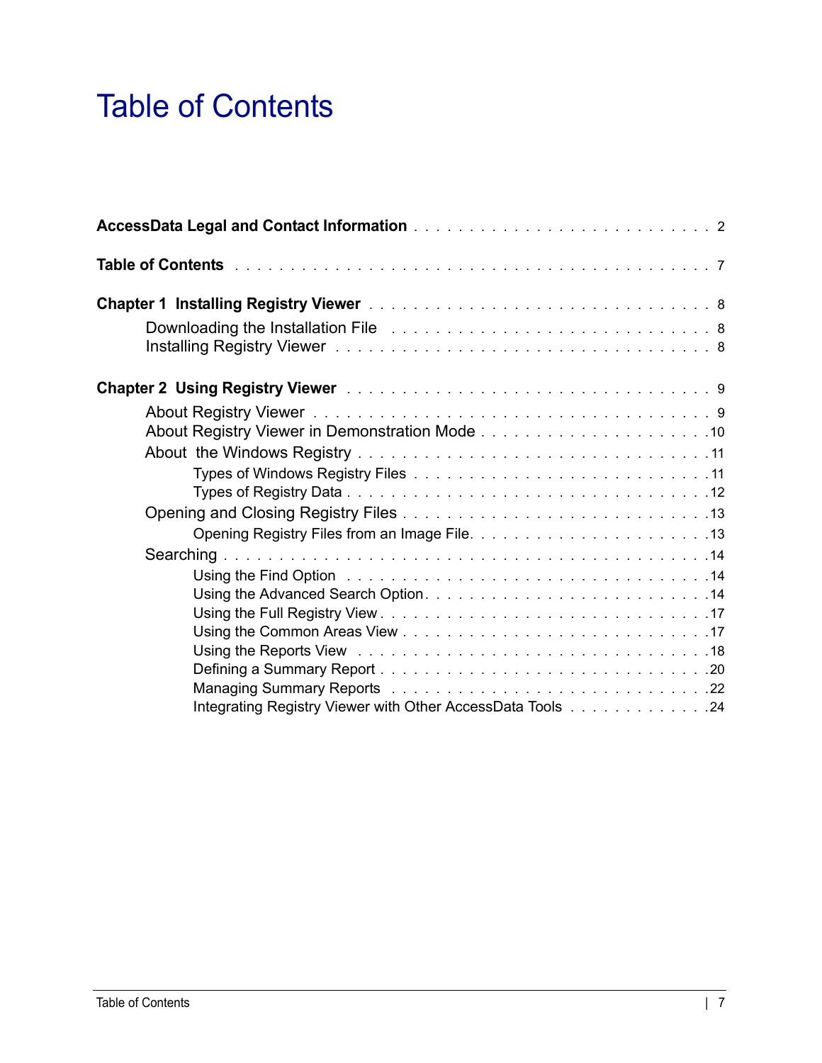# Table of Contents

**AccessData Legal and Contact Information** . . . . . . . . . . . . . . . . . . . . . . . . . . 2

**Table of Contents** . . . . . . . . . . . . . . . . . . . . . . . . . . . . . . . . . . . . . . . . . 7

**Chapter 1 Installing Registry Viewer** . . . . . . . . . . . . . . . . . . . . . . . . . . . . . . . . 8

- Downloading the Installation File . . . . . . . . . . . . . . . . . . . . . . . . . . . . . 8
- Installing Registry Viewer . . . . . . . . . . . . . . . . . . . . . . . . . . . . . . . . . . 8

**Chapter 2 Using Registry Viewer** . . . . . . . . . . . . . . . . . . . . . . . . . . . . . . . . 9

- About Registry Viewer . . . . . . . . . . . . . . . . . . . . . . . . . . . . . . . . . . . . . 9
- About Registry Viewer in Demonstration Mode . . . . . . . . . . . . . . . . . . . . . 10
- About the Windows Registry . . . . . . . . . . . . . . . . . . . . . . . . . . . . . . . . 11
  - Types of Windows Registry Files . . . . . . . . . . . . . . . . . . . . . . . . . . . 11
  - Types of Registry Data . . . . . . . . . . . . . . . . . . . . . . . . . . . . . . . . . 12
- Opening and Closing Registry Files . . . . . . . . . . . . . . . . . . . . . . . . . . . 13
  - Opening Registry Files from an Image File. . . . . . . . . . . . . . . . . . . . . 13
- Searching . . . . . . . . . . . . . . . . . . . . . . . . . . . . . . . . . . . . . . . . . . . 14
  - Using the Find Option . . . . . . . . . . . . . . . . . . . . . . . . . . . . . . . . . 14
  - Using the Advanced Search Option. . . . . . . . . . . . . . . . . . . . . . . . . . 14
  - Using the Full Registry View . . . . . . . . . . . . . . . . . . . . . . . . . . . . . 17
  - Using the Common Areas View . . . . . . . . . . . . . . . . . . . . . . . . . . . . 17
  - Using the Reports View . . . . . . . . . . . . . . . . . . . . . . . . . . . . . . . . 18
  - Defining a Summary Report . . . . . . . . . . . . . . . . . . . . . . . . . . . . . . 20
  - Managing Summary Reports . . . . . . . . . . . . . . . . . . . . . . . . . . . . . 22
  - Integrating Registry Viewer with Other AccessData Tools . . . . . . . . . . . . . 24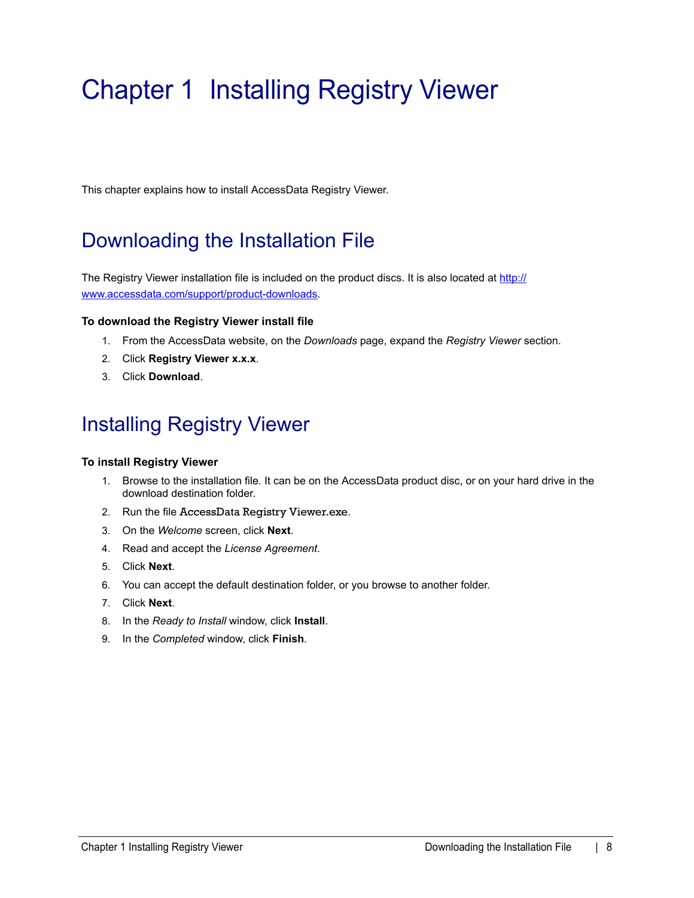# Chapter 1 Installing Registry Viewer

This chapter explains how to install AccessData Registry Viewer.

## Downloading the Installation File

The Registry Viewer installation file is included on the product discs. It is also located at [http://www.accessdata.com/support/product-downloads](http://www.accessdata.com/support/product-downloads).

**To download the Registry Viewer install file**

1. From the AccessData website, on the *Downloads* page, expand the *Registry Viewer* section.
2. Click **Registry Viewer x.x.x**.
3. Click **Download**.

## Installing Registry Viewer

**To install Registry Viewer**

1. Browse to the installation file. It can be on the AccessData product disc, or on your hard drive in the download destination folder.
2. Run the file `AccessData Registry Viewer.exe`.
3. On the *Welcome* screen, click **Next**.
4. Read and accept the *License Agreement*.
5. Click **Next**.
6. You can accept the default destination folder, or you browse to another folder.
7. Click **Next**.
8. In the *Ready to Install* window, click **Install**.
9. In the *Completed* window, click **Finish**.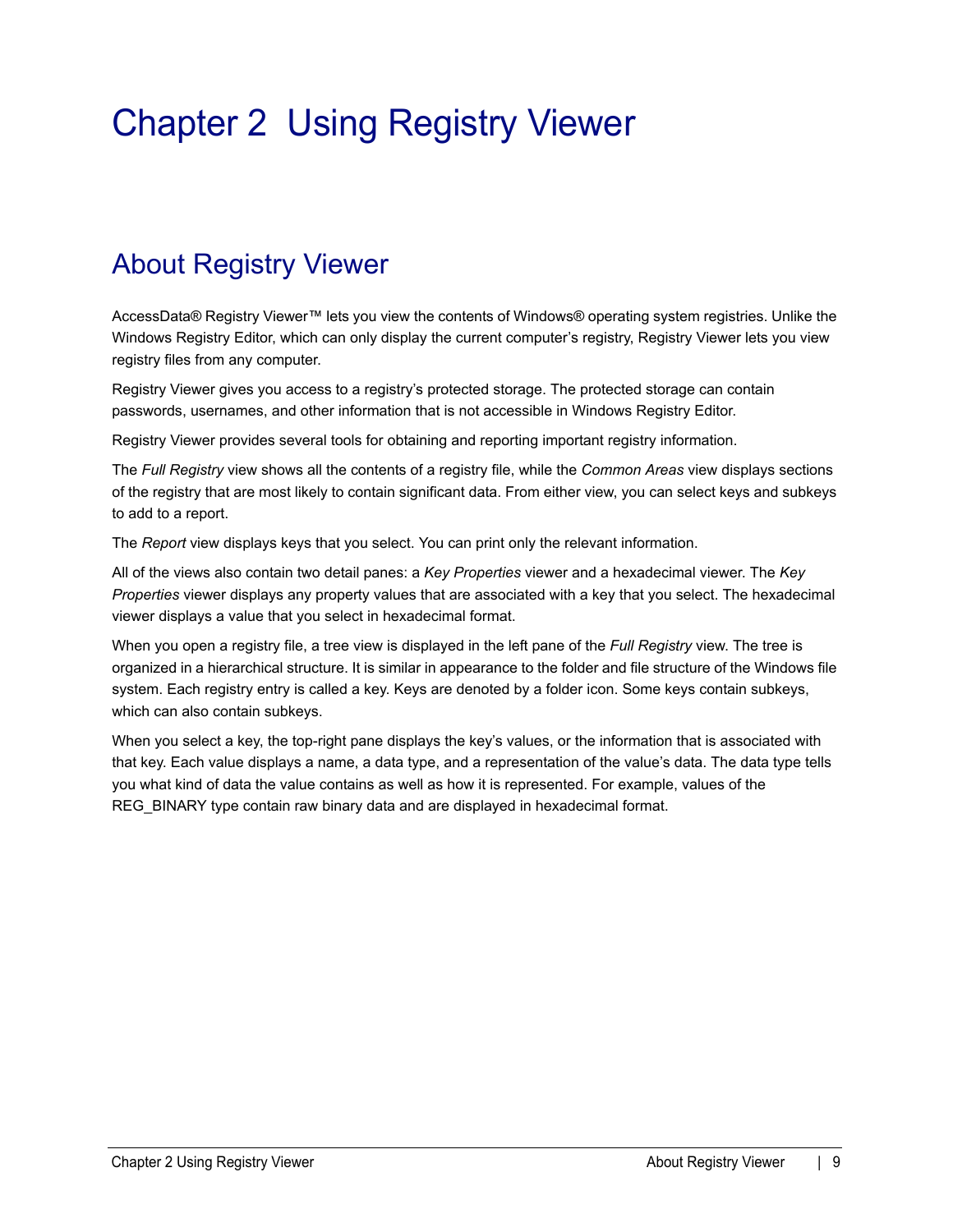# Chapter 2 Using Registry Viewer

## About Registry Viewer

AccessData® Registry Viewer™ lets you view the contents of Windows® operating system registries. Unlike the Windows Registry Editor, which can only display the current computer's registry, Registry Viewer lets you view registry files from any computer.

Registry Viewer gives you access to a registry's protected storage. The protected storage can contain passwords, usernames, and other information that is not accessible in Windows Registry Editor.

Registry Viewer provides several tools for obtaining and reporting important registry information.

The *Full Registry* view shows all the contents of a registry file, while the *Common Areas* view displays sections of the registry that are most likely to contain significant data. From either view, you can select keys and subkeys to add to a report.

The *Report* view displays keys that you select. You can print only the relevant information.

All of the views also contain two detail panes: a *Key Properties* viewer and a hexadecimal viewer. The *Key Properties* viewer displays any property values that are associated with a key that you select. The hexadecimal viewer displays a value that you select in hexadecimal format.

When you open a registry file, a tree view is displayed in the left pane of the *Full Registry* view. The tree is organized in a hierarchical structure. It is similar in appearance to the folder and file structure of the Windows file system. Each registry entry is called a key. Keys are denoted by a folder icon. Some keys contain subkeys, which can also contain subkeys.

When you select a key, the top-right pane displays the key's values, or the information that is associated with that key. Each value displays a name, a data type, and a representation of the value's data. The data type tells you what kind of data the value contains as well as how it is represented. For example, values of the REG_BINARY type contain raw binary data and are displayed in hexadecimal format.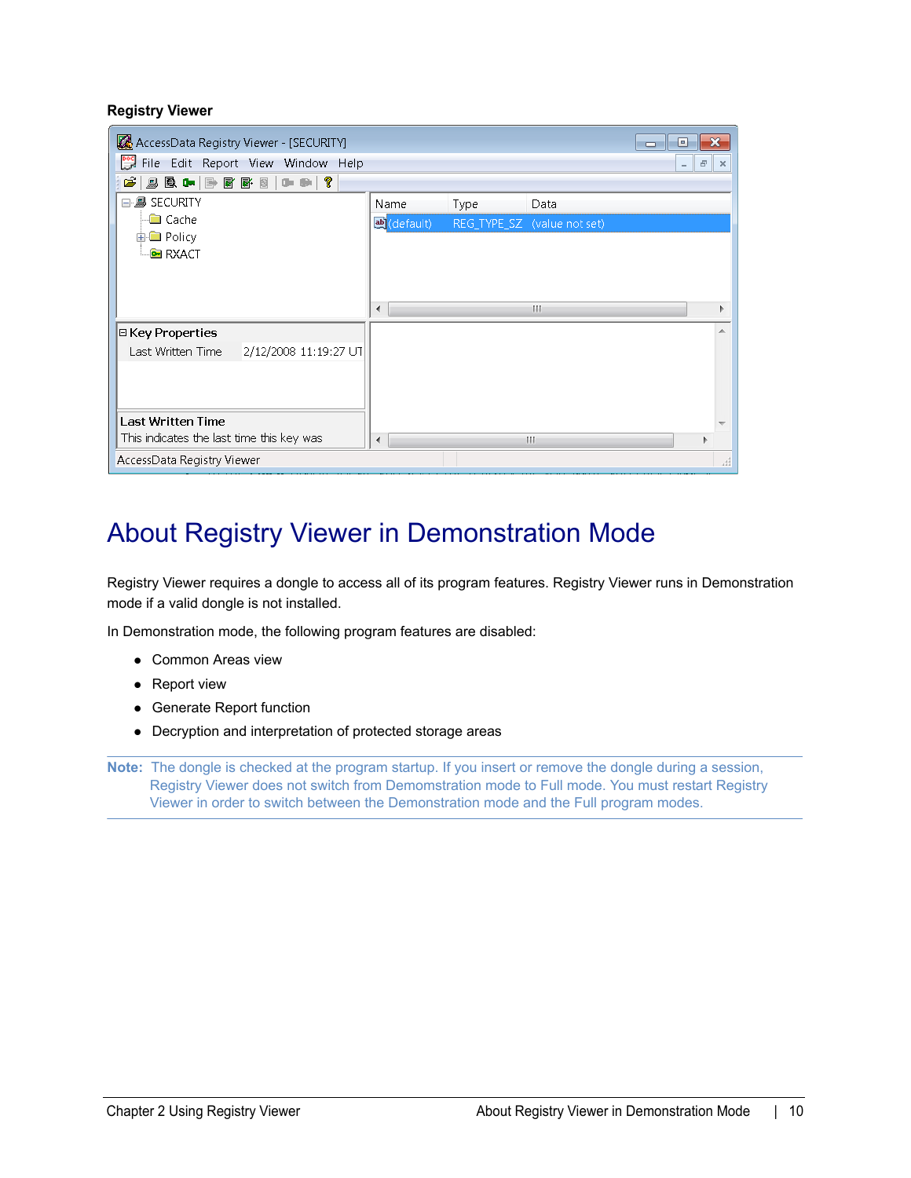**Registry Viewer**

# About Registry Viewer in Demonstration Mode

Registry Viewer requires a dongle to access all of its program features. Registry Viewer runs in Demonstration mode if a valid dongle is not installed.

In Demonstration mode, the following program features are disabled:

- Common Areas view
- Report view
- Generate Report function
- Decryption and interpretation of protected storage areas

**Note:** The dongle is checked at the program startup. If you insert or remove the dongle during a session, Registry Viewer does not switch from Demomstration mode to Full mode. You must restart Registry Viewer in order to switch between the Demonstration mode and the Full program modes.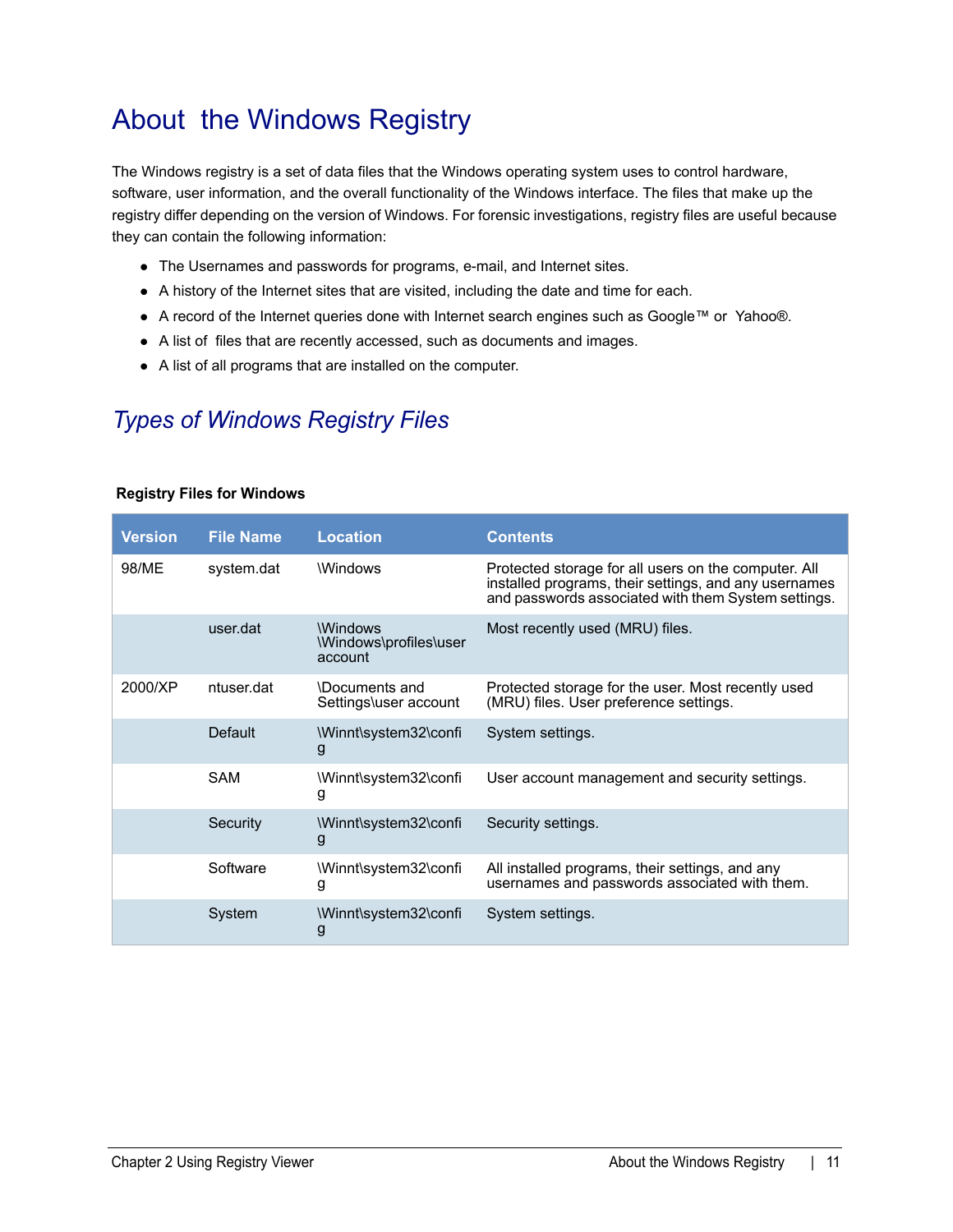# About the Windows Registry

The Windows registry is a set of data files that the Windows operating system uses to control hardware, software, user information, and the overall functionality of the Windows interface. The files that make up the registry differ depending on the version of Windows. For forensic investigations, registry files are useful because they can contain the following information:

- The Usernames and passwords for programs, e-mail, and Internet sites.
- A history of the Internet sites that are visited, including the date and time for each.
- A record of the Internet queries done with Internet search engines such as Google™ or Yahoo®.
- A list of files that are recently accessed, such as documents and images.
- A list of all programs that are installed on the computer.

## *Types of Windows Registry Files*

**Registry Files for Windows**

| Version | File Name | Location | Contents |
|---|---|---|---|
| 98/ME | system.dat | \Windows | Protected storage for all users on the computer. All installed programs, their settings, and any usernames and passwords associated with them System settings. |
| | user.dat | \Windows \Windows\profiles\user account | Most recently used (MRU) files. |
| 2000/XP | ntuser.dat | \Documents and Settings\user account | Protected storage for the user. Most recently used (MRU) files. User preference settings. |
| | Default | \Winnt\system32\config | System settings. |
| | SAM | \Winnt\system32\config | User account management and security settings. |
| | Security | \Winnt\system32\config | Security settings. |
| | Software | \Winnt\system32\config | All installed programs, their settings, and any usernames and passwords associated with them. |
| | System | \Winnt\system32\config | System settings. |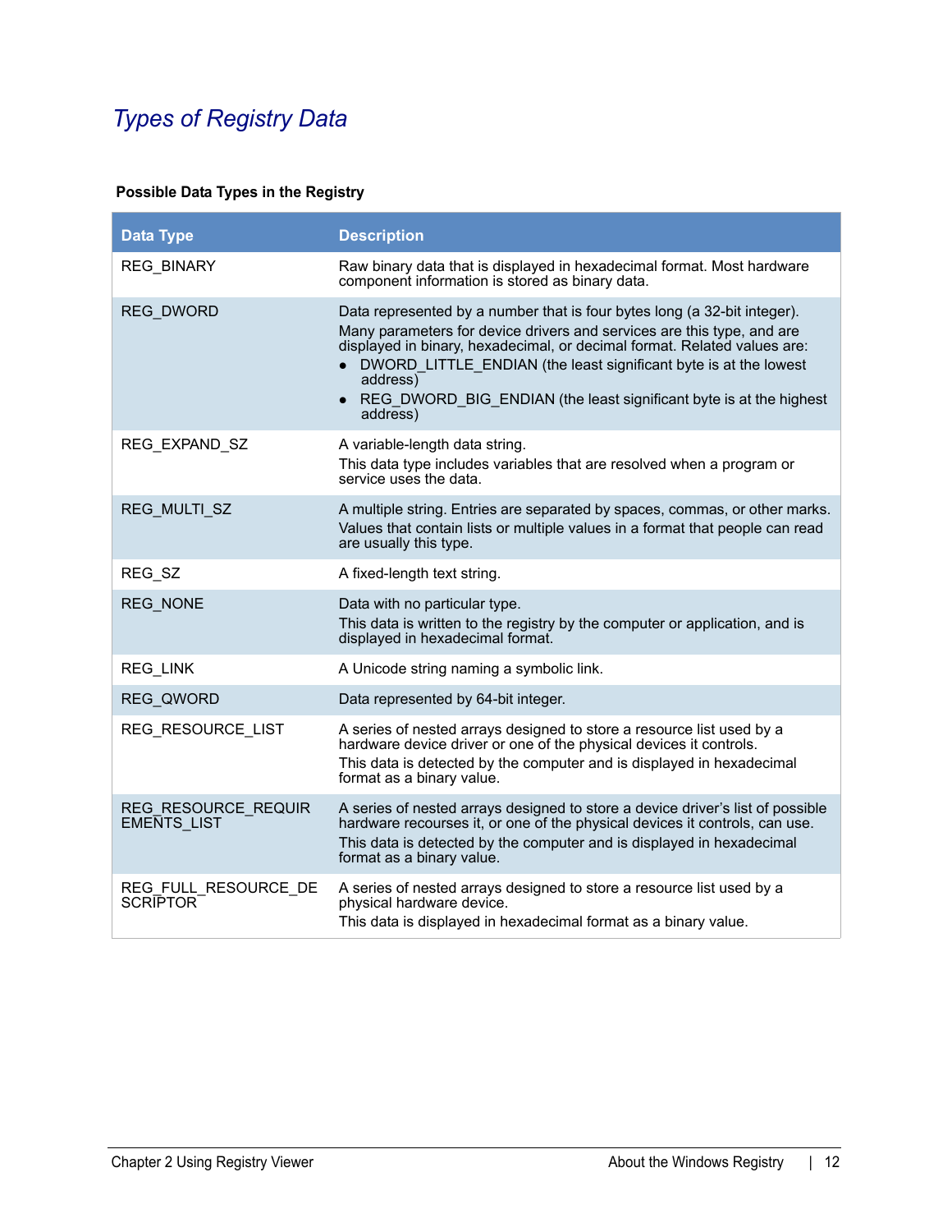# *Types of Registry Data*

**Possible Data Types in the Registry**

| Data Type | Description |
|---|---|
| REG_BINARY | Raw binary data that is displayed in hexadecimal format. Most hardware component information is stored as binary data. |
| REG_DWORD | Data represented by a number that is four bytes long (a 32-bit integer). Many parameters for device drivers and services are this type, and are displayed in binary, hexadecimal, or decimal format. Related values are: <br>• DWORD_LITTLE_ENDIAN (the least significant byte is at the lowest address) <br>• REG_DWORD_BIG_ENDIAN (the least significant byte is at the highest address) |
| REG_EXPAND_SZ | A variable-length data string. This data type includes variables that are resolved when a program or service uses the data. |
| REG_MULTI_SZ | A multiple string. Entries are separated by spaces, commas, or other marks. Values that contain lists or multiple values in a format that people can read are usually this type. |
| REG_SZ | A fixed-length text string. |
| REG_NONE | Data with no particular type. This data is written to the registry by the computer or application, and is displayed in hexadecimal format. |
| REG_LINK | A Unicode string naming a symbolic link. |
| REG_QWORD | Data represented by 64-bit integer. |
| REG_RESOURCE_LIST | A series of nested arrays designed to store a resource list used by a hardware device driver or one of the physical devices it controls. This data is detected by the computer and is displayed in hexadecimal format as a binary value. |
| REG_RESOURCE_REQUIREMENTS_LIST | A series of nested arrays designed to store a device driver's list of possible hardware recourses it, or one of the physical devices it controls, can use. This data is detected by the computer and is displayed in hexadecimal format as a binary value. |
| REG_FULL_RESOURCE_DESCRIPTOR | A series of nested arrays designed to store a resource list used by a physical hardware device. This data is displayed in hexadecimal format as a binary value. |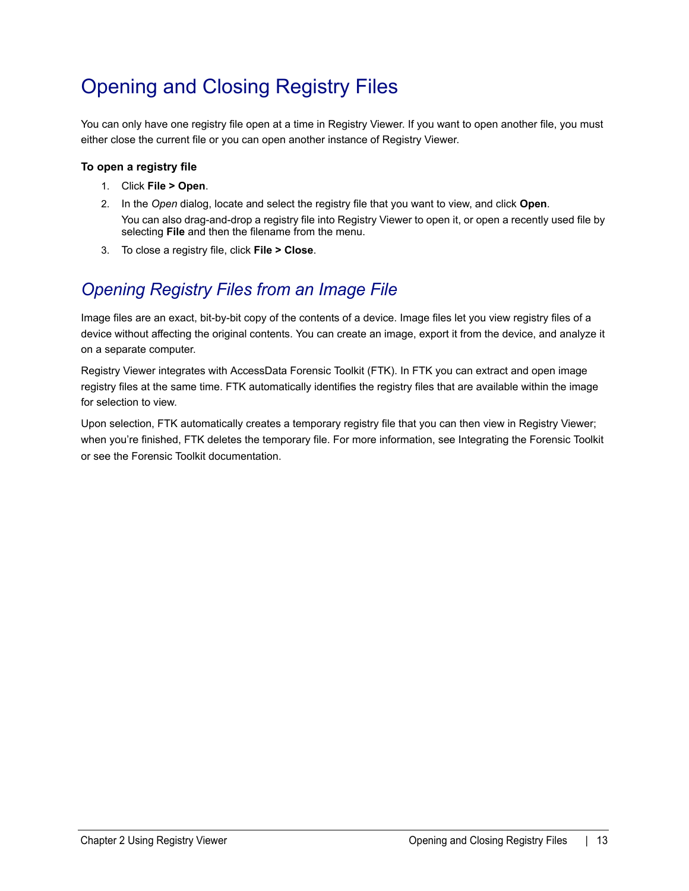# Opening and Closing Registry Files

You can only have one registry file open at a time in Registry Viewer. If you want to open another file, you must either close the current file or you can open another instance of Registry Viewer.

**To open a registry file**

1. Click **File > Open**.
2. In the *Open* dialog, locate and select the registry file that you want to view, and click **Open**.
   You can also drag-and-drop a registry file into Registry Viewer to open it, or open a recently used file by selecting **File** and then the filename from the menu.
3. To close a registry file, click **File > Close**.

## *Opening Registry Files from an Image File*

Image files are an exact, bit-by-bit copy of the contents of a device. Image files let you view registry files of a device without affecting the original contents. You can create an image, export it from the device, and analyze it on a separate computer.

Registry Viewer integrates with AccessData Forensic Toolkit (FTK). In FTK you can extract and open image registry files at the same time. FTK automatically identifies the registry files that are available within the image for selection to view.

Upon selection, FTK automatically creates a temporary registry file that you can then view in Registry Viewer; when you're finished, FTK deletes the temporary file. For more information, see Integrating the Forensic Toolkit or see the Forensic Toolkit documentation.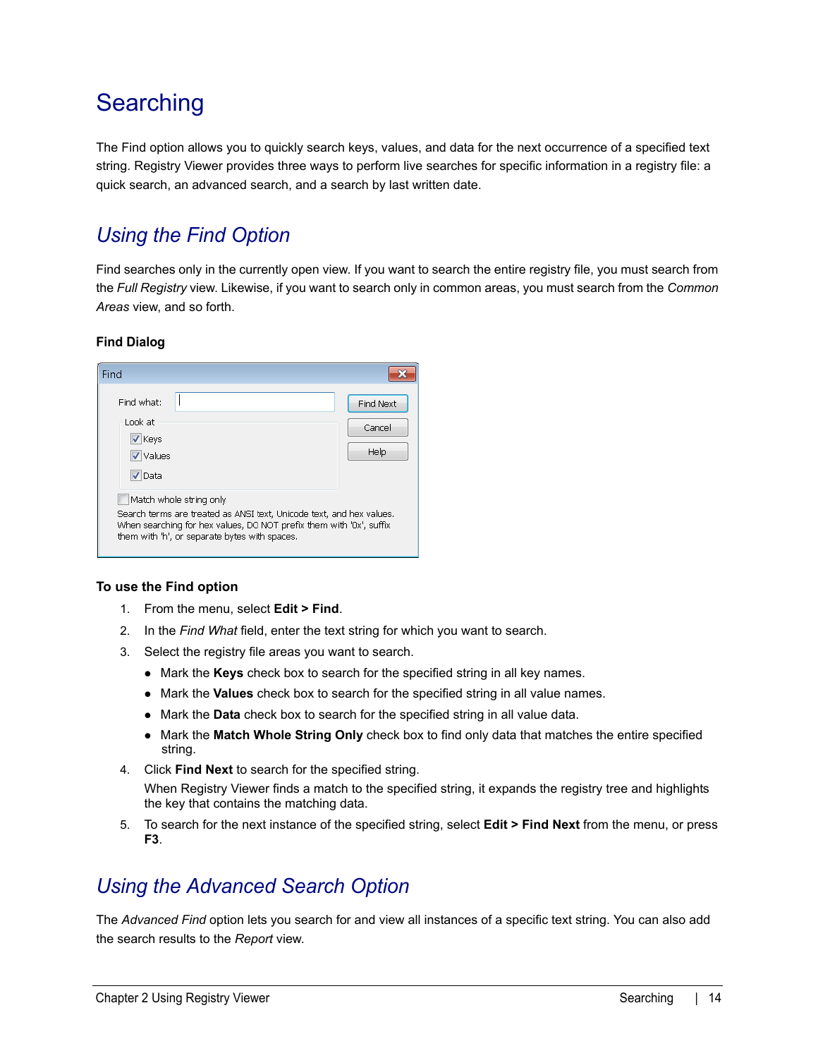# Searching

The Find option allows you to quickly search keys, values, and data for the next occurrence of a specified text string. Registry Viewer provides three ways to perform live searches for specific information in a registry file: a quick search, an advanced search, and a search by last written date.

## *Using the Find Option*

Find searches only in the currently open view. If you want to search the entire registry file, you must search from the *Full Registry* view. Likewise, if you want to search only in common areas, you must search from the *Common Areas* view, and so forth.

**Find Dialog**

**To use the Find option**

1. From the menu, select **Edit > Find**.
2. In the *Find What* field, enter the text string for which you want to search.
3. Select the registry file areas you want to search.
    - Mark the **Keys** check box to search for the specified string in all key names.
    - Mark the **Values** check box to search for the specified string in all value names.
    - Mark the **Data** check box to search for the specified string in all value data.
    - Mark the **Match Whole String Only** check box to find only data that matches the entire specified string.
4. Click **Find Next** to search for the specified string.

    When Registry Viewer finds a match to the specified string, it expands the registry tree and highlights the key that contains the matching data.
5. To search for the next instance of the specified string, select **Edit > Find Next** from the menu, or press **F3**.

## *Using the Advanced Search Option*

The *Advanced Find* option lets you search for and view all instances of a specific text string. You can also add the search results to the *Report* view.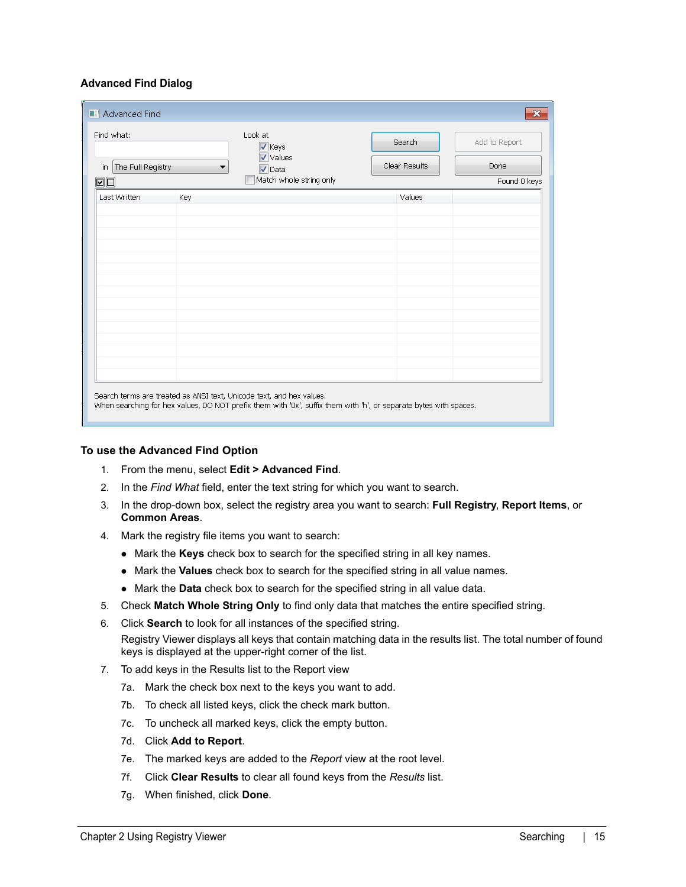### Advanced Find Dialog

Advanced Find

Find what:

in The Full Registry

Look at
- Keys
- Values
- Data
- Match whole string only

Search | Clear Results | Add to Report | Done

Found 0 keys

| Last Written | Key | Values | |
|---|---|---|---|

Search terms are treated as ANSI text, Unicode text, and hex values.
When searching for hex values, DO NOT prefix them with '0x', suffix them with 'h', or separate bytes with spaces.

### To use the Advanced Find Option

1. From the menu, select **Edit > Advanced Find**.
2. In the *Find What* field, enter the text string for which you want to search.
3. In the drop-down box, select the registry area you want to search: **Full Registry**, **Report Items**, or **Common Areas**.
4. Mark the registry file items you want to search:
   - Mark the **Keys** check box to search for the specified string in all key names.
   - Mark the **Values** check box to search for the specified string in all value names.
   - Mark the **Data** check box to search for the specified string in all value data.
5. Check **Match Whole String Only** to find only data that matches the entire specified string.
6. Click **Search** to look for all instances of the specified string.

   Registry Viewer displays all keys that contain matching data in the results list. The total number of found keys is displayed at the upper-right corner of the list.
7. To add keys in the Results list to the Report view

   7a. Mark the check box next to the keys you want to add.

   7b. To check all listed keys, click the check mark button.

   7c. To uncheck all marked keys, click the empty button.

   7d. Click **Add to Report**.

   7e. The marked keys are added to the *Report* view at the root level.

   7f. Click **Clear Results** to clear all found keys from the *Results* list.

   7g. When finished, click **Done**.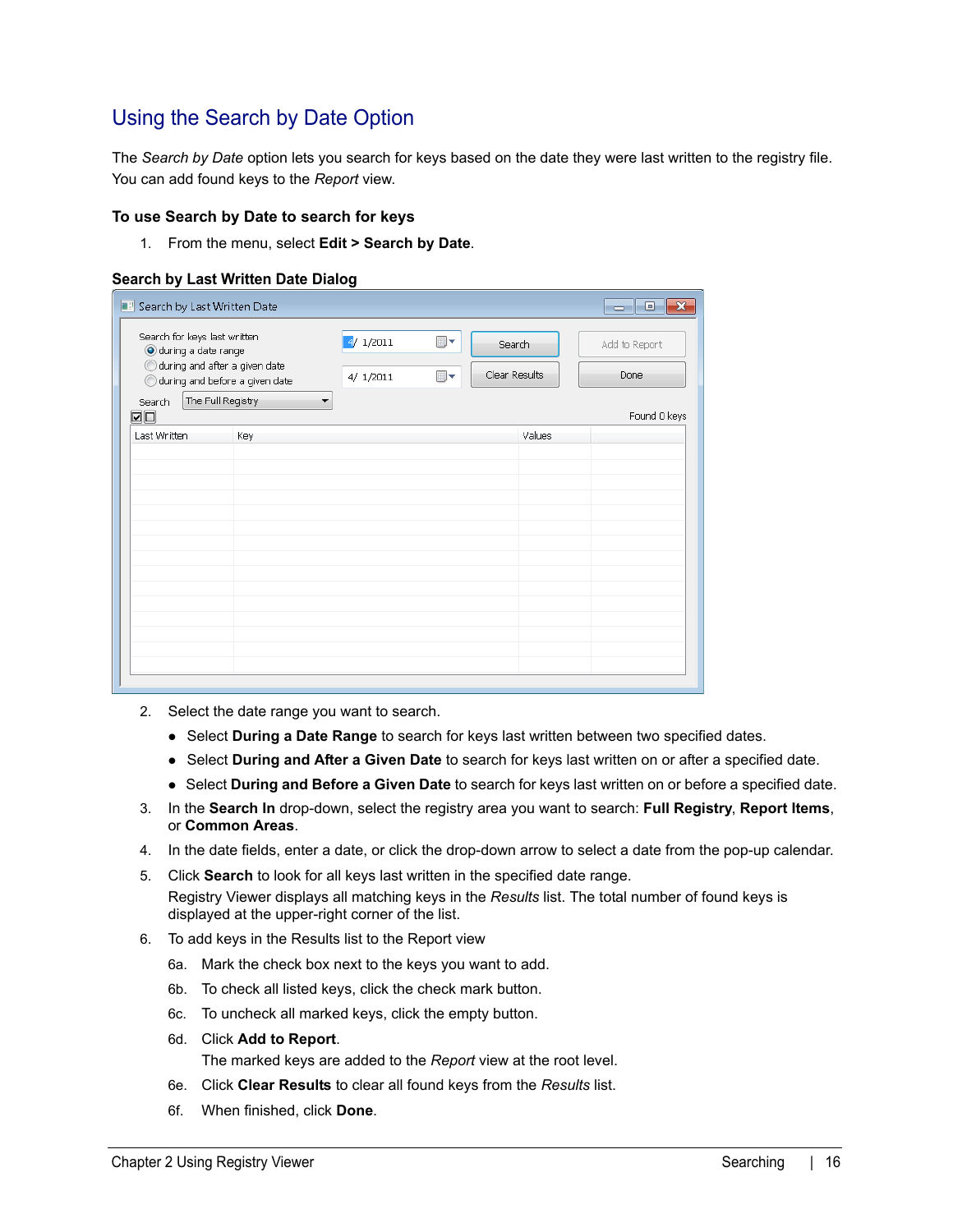## Using the Search by Date Option

The *Search by Date* option lets you search for keys based on the date they were last written to the registry file. You can add found keys to the *Report* view.

### To use Search by Date to search for keys

1. From the menu, select **Edit > Search by Date**.

**Search by Last Written Date Dialog**

2. Select the date range you want to search.
   - Select **During a Date Range** to search for keys last written between two specified dates.
   - Select **During and After a Given Date** to search for keys last written on or after a specified date.
   - Select **During and Before a Given Date** to search for keys last written on or before a specified date.
3. In the **Search In** drop-down, select the registry area you want to search: **Full Registry**, **Report Items**, or **Common Areas**.
4. In the date fields, enter a date, or click the drop-down arrow to select a date from the pop-up calendar.
5. Click **Search** to look for all keys last written in the specified date range.
   Registry Viewer displays all matching keys in the *Results* list. The total number of found keys is displayed at the upper-right corner of the list.
6. To add keys in the Results list to the Report view

   6a. Mark the check box next to the keys you want to add.

   6b. To check all listed keys, click the check mark button.

   6c. To uncheck all marked keys, click the empty button.

   6d. Click **Add to Report**.
   The marked keys are added to the *Report* view at the root level.

   6e. Click **Clear Results** to clear all found keys from the *Results* list.

   6f. When finished, click **Done**.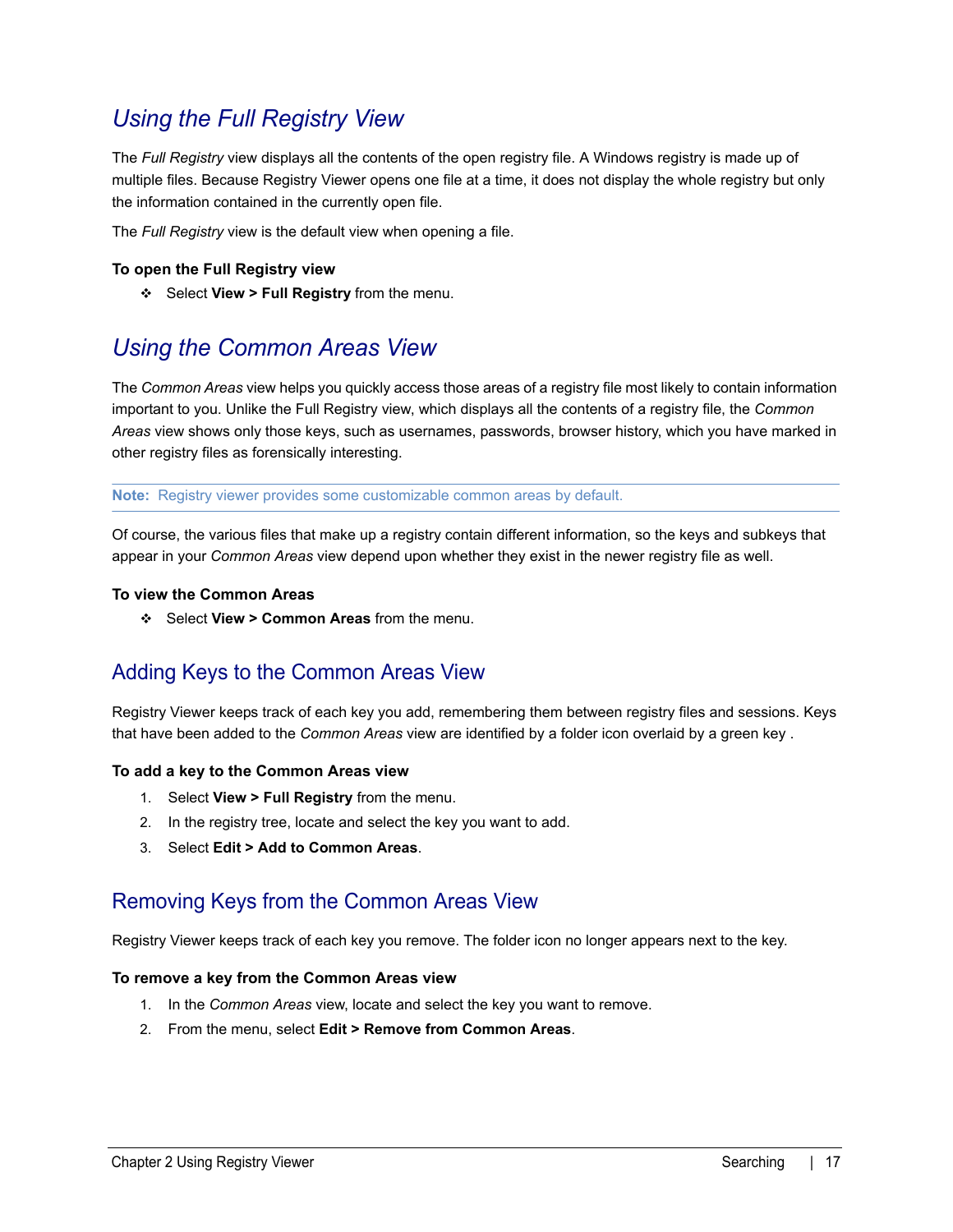# *Using the Full Registry View*

The *Full Registry* view displays all the contents of the open registry file. A Windows registry is made up of multiple files. Because Registry Viewer opens one file at a time, it does not display the whole registry but only the information contained in the currently open file.

The *Full Registry* view is the default view when opening a file.

**To open the Full Registry view**

- Select **View > Full Registry** from the menu.

# *Using the Common Areas View*

The *Common Areas* view helps you quickly access those areas of a registry file most likely to contain information important to you. Unlike the Full Registry view, which displays all the contents of a registry file, the *Common Areas* view shows only those keys, such as usernames, passwords, browser history, which you have marked in other registry files as forensically interesting.

**Note:** Registry viewer provides some customizable common areas by default.

Of course, the various files that make up a registry contain different information, so the keys and subkeys that appear in your *Common Areas* view depend upon whether they exist in the newer registry file as well.

**To view the Common Areas**

- Select **View > Common Areas** from the menu.

## Adding Keys to the Common Areas View

Registry Viewer keeps track of each key you add, remembering them between registry files and sessions. Keys that have been added to the *Common Areas* view are identified by a folder icon overlaid by a green key .

**To add a key to the Common Areas view**

1. Select **View > Full Registry** from the menu.
2. In the registry tree, locate and select the key you want to add.
3. Select **Edit > Add to Common Areas**.

## Removing Keys from the Common Areas View

Registry Viewer keeps track of each key you remove. The folder icon no longer appears next to the key.

**To remove a key from the Common Areas view**

1. In the *Common Areas* view, locate and select the key you want to remove.
2. From the menu, select **Edit > Remove from Common Areas**.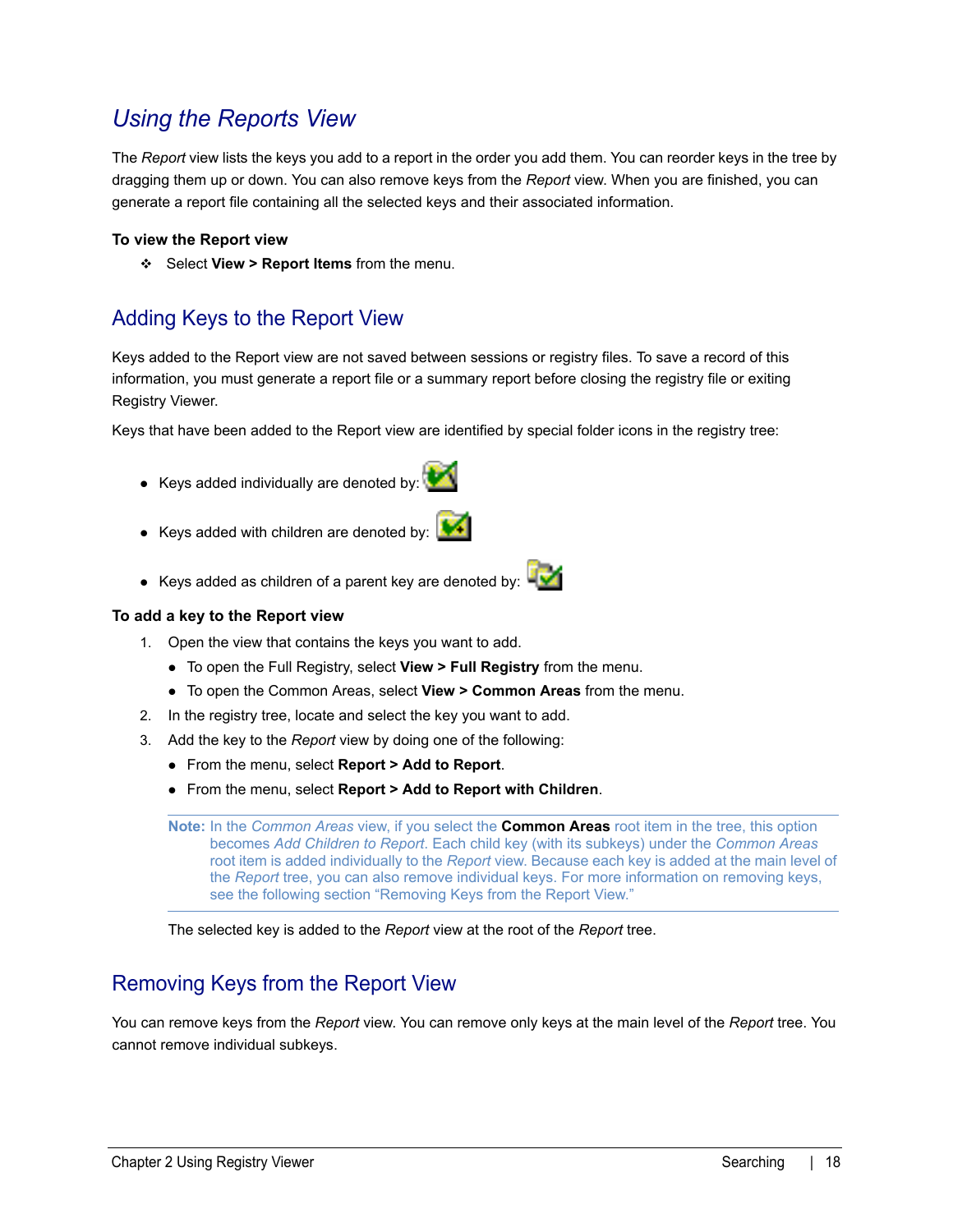# Using the Reports View

The *Report* view lists the keys you add to a report in the order you add them. You can reorder keys in the tree by dragging them up or down. You can also remove keys from the *Report* view. When you are finished, you can generate a report file containing all the selected keys and their associated information.

**To view the Report view**

- Select **View > Report Items** from the menu.

## Adding Keys to the Report View

Keys added to the Report view are not saved between sessions or registry files. To save a record of this information, you must generate a report file or a summary report before closing the registry file or exiting Registry Viewer.

Keys that have been added to the Report view are identified by special folder icons in the registry tree:

- Keys added individually are denoted by:
- Keys added with children are denoted by:
- Keys added as children of a parent key are denoted by:

**To add a key to the Report view**

1. Open the view that contains the keys you want to add.
   - To open the Full Registry, select **View > Full Registry** from the menu.
   - To open the Common Areas, select **View > Common Areas** from the menu.
2. In the registry tree, locate and select the key you want to add.
3. Add the key to the *Report* view by doing one of the following:
   - From the menu, select **Report > Add to Report**.
   - From the menu, select **Report > Add to Report with Children**.

   **Note:** In the *Common Areas* view, if you select the **Common Areas** root item in the tree, this option becomes *Add Children to Report*. Each child key (with its subkeys) under the *Common Areas* root item is added individually to the *Report* view. Because each key is added at the main level of the *Report* tree, you can also remove individual keys. For more information on removing keys, see the following section “Removing Keys from the Report View.”

   The selected key is added to the *Report* view at the root of the *Report* tree.

## Removing Keys from the Report View

You can remove keys from the *Report* view. You can remove only keys at the main level of the *Report* tree. You cannot remove individual subkeys.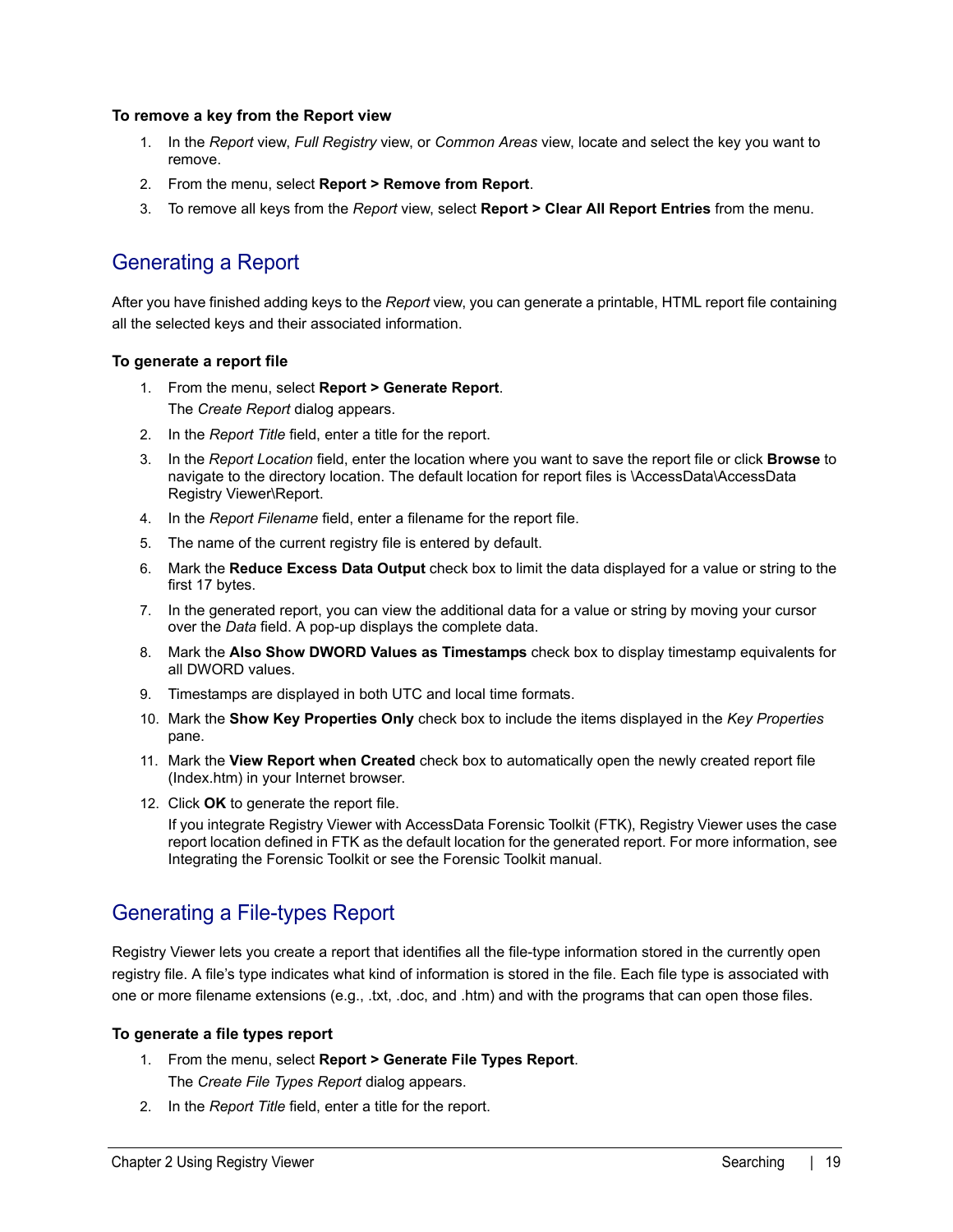**To remove a key from the Report view**

1. In the *Report* view, *Full Registry* view, or *Common Areas* view, locate and select the key you want to remove.
2. From the menu, select **Report > Remove from Report**.
3. To remove all keys from the *Report* view, select **Report > Clear All Report Entries** from the menu.

## Generating a Report

After you have finished adding keys to the *Report* view, you can generate a printable, HTML report file containing all the selected keys and their associated information.

**To generate a report file**

1. From the menu, select **Report > Generate Report**.
   The *Create Report* dialog appears.
2. In the *Report Title* field, enter a title for the report.
3. In the *Report Location* field, enter the location where you want to save the report file or click **Browse** to navigate to the directory location. The default location for report files is \AccessData\AccessData Registry Viewer\Report.
4. In the *Report Filename* field, enter a filename for the report file.
5. The name of the current registry file is entered by default.
6. Mark the **Reduce Excess Data Output** check box to limit the data displayed for a value or string to the first 17 bytes.
7. In the generated report, you can view the additional data for a value or string by moving your cursor over the *Data* field. A pop-up displays the complete data.
8. Mark the **Also Show DWORD Values as Timestamps** check box to display timestamp equivalents for all DWORD values.
9. Timestamps are displayed in both UTC and local time formats.
10. Mark the **Show Key Properties Only** check box to include the items displayed in the *Key Properties* pane.
11. Mark the **View Report when Created** check box to automatically open the newly created report file (Index.htm) in your Internet browser.
12. Click **OK** to generate the report file.
    If you integrate Registry Viewer with AccessData Forensic Toolkit (FTK), Registry Viewer uses the case report location defined in FTK as the default location for the generated report. For more information, see Integrating the Forensic Toolkit or see the Forensic Toolkit manual.

## Generating a File-types Report

Registry Viewer lets you create a report that identifies all the file-type information stored in the currently open registry file. A file's type indicates what kind of information is stored in the file. Each file type is associated with one or more filename extensions (e.g., .txt, .doc, and .htm) and with the programs that can open those files.

**To generate a file types report**

1. From the menu, select **Report > Generate File Types Report**.
   The *Create File Types Report* dialog appears.
2. In the *Report Title* field, enter a title for the report.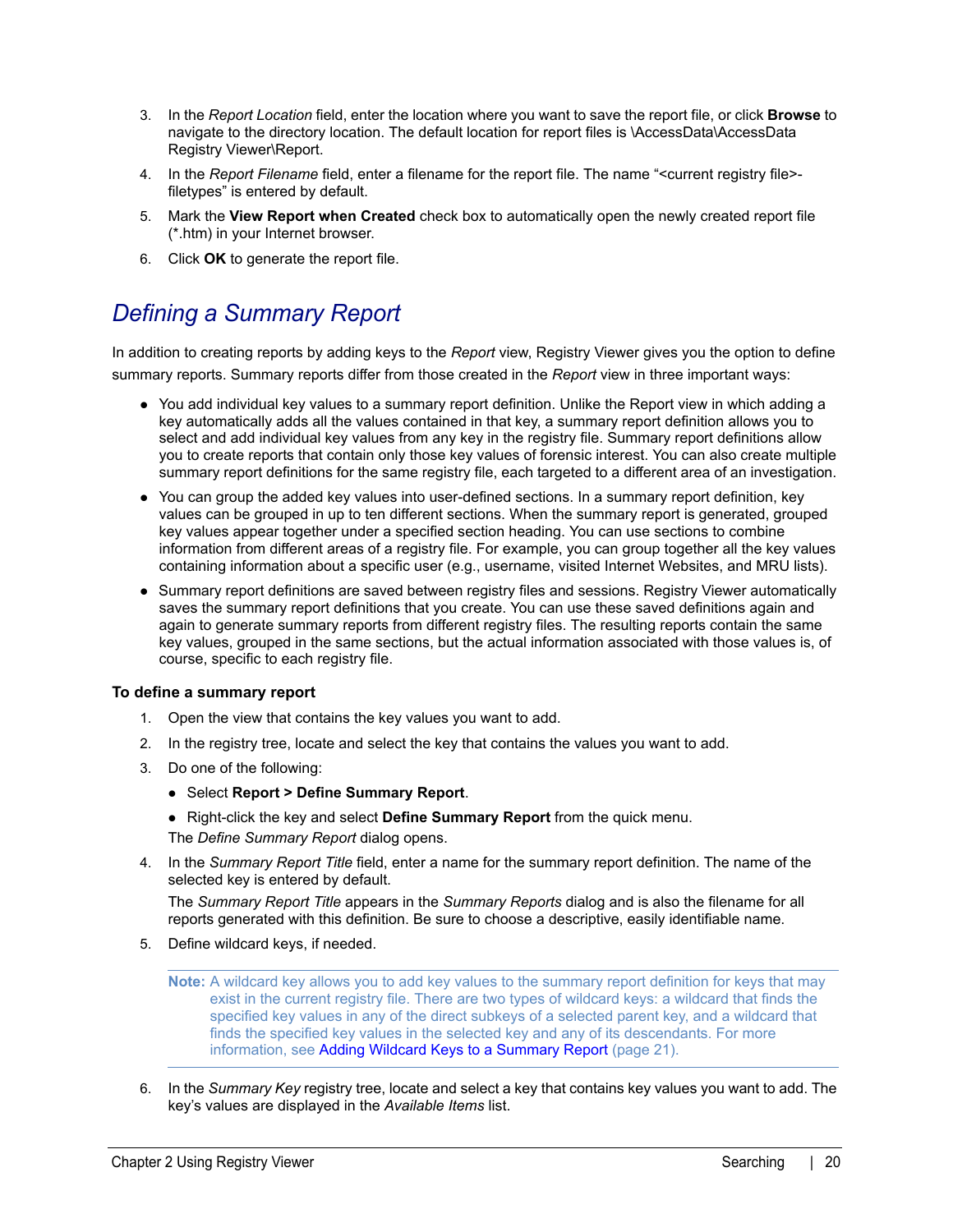3. In the *Report Location* field, enter the location where you want to save the report file, or click **Browse** to navigate to the directory location. The default location for report files is \AccessData\AccessData Registry Viewer\Report.
4. In the *Report Filename* field, enter a filename for the report file. The name "<current registry file>-filetypes" is entered by default.
5. Mark the **View Report when Created** check box to automatically open the newly created report file (*.htm) in your Internet browser.
6. Click **OK** to generate the report file.

## *Defining a Summary Report*

In addition to creating reports by adding keys to the *Report* view, Registry Viewer gives you the option to define summary reports. Summary reports differ from those created in the *Report* view in three important ways:

- You add individual key values to a summary report definition. Unlike the Report view in which adding a key automatically adds all the values contained in that key, a summary report definition allows you to select and add individual key values from any key in the registry file. Summary report definitions allow you to create reports that contain only those key values of forensic interest. You can also create multiple summary report definitions for the same registry file, each targeted to a different area of an investigation.
- You can group the added key values into user-defined sections. In a summary report definition, key values can be grouped in up to ten different sections. When the summary report is generated, grouped key values appear together under a specified section heading. You can use sections to combine information from different areas of a registry file. For example, you can group together all the key values containing information about a specific user (e.g., username, visited Internet Websites, and MRU lists).
- Summary report definitions are saved between registry files and sessions. Registry Viewer automatically saves the summary report definitions that you create. You can use these saved definitions again and again to generate summary reports from different registry files. The resulting reports contain the same key values, grouped in the same sections, but the actual information associated with those values is, of course, specific to each registry file.

**To define a summary report**

1. Open the view that contains the key values you want to add.
2. In the registry tree, locate and select the key that contains the values you want to add.
3. Do one of the following:
   - Select **Report > Define Summary Report**.
   - Right-click the key and select **Define Summary Report** from the quick menu.

   The *Define Summary Report* dialog opens.
4. In the *Summary Report Title* field, enter a name for the summary report definition. The name of the selected key is entered by default.

   The *Summary Report Title* appears in the *Summary Reports* dialog and is also the filename for all reports generated with this definition. Be sure to choose a descriptive, easily identifiable name.
5. Define wildcard keys, if needed.

   **Note:** A wildcard key allows you to add key values to the summary report definition for keys that may exist in the current registry file. There are two types of wildcard keys: a wildcard that finds the specified key values in any of the direct subkeys of a selected parent key, and a wildcard that finds the specified key values in the selected key and any of its descendants. For more information, see Adding Wildcard Keys to a Summary Report (page 21).
6. In the *Summary Key* registry tree, locate and select a key that contains key values you want to add. The key's values are displayed in the *Available Items* list.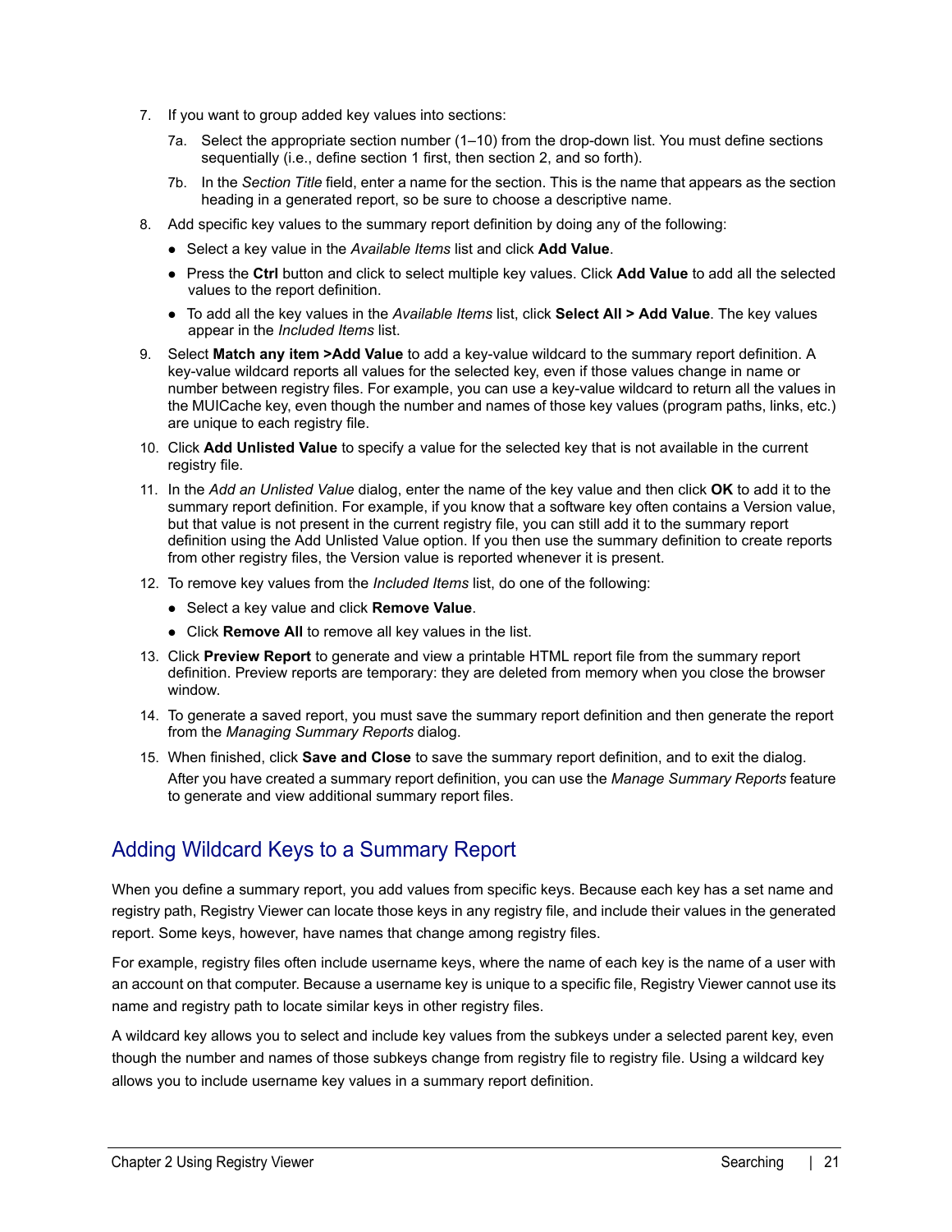7. If you want to group added key values into sections:

   7a. Select the appropriate section number (1–10) from the drop-down list. You must define sections sequentially (i.e., define section 1 first, then section 2, and so forth).

   7b. In the *Section Title* field, enter a name for the section. This is the name that appears as the section heading in a generated report, so be sure to choose a descriptive name.

8. Add specific key values to the summary report definition by doing any of the following:
   - Select a key value in the *Available Items* list and click **Add Value**.
   - Press the **Ctrl** button and click to select multiple key values. Click **Add Value** to add all the selected values to the report definition.
   - To add all the key values in the *Available Items* list, click **Select All > Add Value**. The key values appear in the *Included Items* list.

9. Select **Match any item >Add Value** to add a key-value wildcard to the summary report definition. A key-value wildcard reports all values for the selected key, even if those values change in name or number between registry files. For example, you can use a key-value wildcard to return all the values in the MUICache key, even though the number and names of those key values (program paths, links, etc.) are unique to each registry file.

10. Click **Add Unlisted Value** to specify a value for the selected key that is not available in the current registry file.

11. In the *Add an Unlisted Value* dialog, enter the name of the key value and then click **OK** to add it to the summary report definition. For example, if you know that a software key often contains a Version value, but that value is not present in the current registry file, you can still add it to the summary report definition using the Add Unlisted Value option. If you then use the summary definition to create reports from other registry files, the Version value is reported whenever it is present.

12. To remove key values from the *Included Items* list, do one of the following:
    - Select a key value and click **Remove Value**.
    - Click **Remove All** to remove all key values in the list.

13. Click **Preview Report** to generate and view a printable HTML report file from the summary report definition. Preview reports are temporary: they are deleted from memory when you close the browser window.

14. To generate a saved report, you must save the summary report definition and then generate the report from the *Managing Summary Reports* dialog.

15. When finished, click **Save and Close** to save the summary report definition, and to exit the dialog.

    After you have created a summary report definition, you can use the *Manage Summary Reports* feature to generate and view additional summary report files.

## Adding Wildcard Keys to a Summary Report

When you define a summary report, you add values from specific keys. Because each key has a set name and registry path, Registry Viewer can locate those keys in any registry file, and include their values in the generated report. Some keys, however, have names that change among registry files.

For example, registry files often include username keys, where the name of each key is the name of a user with an account on that computer. Because a username key is unique to a specific file, Registry Viewer cannot use its name and registry path to locate similar keys in other registry files.

A wildcard key allows you to select and include key values from the subkeys under a selected parent key, even though the number and names of those subkeys change from registry file to registry file. Using a wildcard key allows you to include username key values in a summary report definition.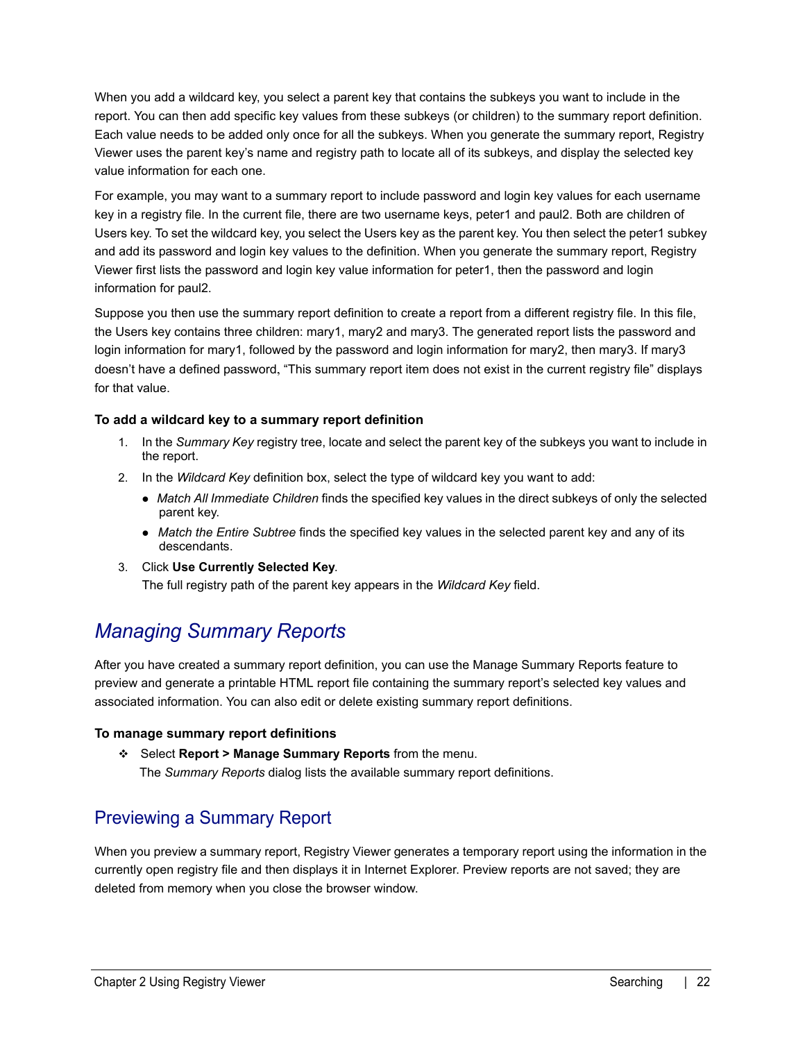When you add a wildcard key, you select a parent key that contains the subkeys you want to include in the report. You can then add specific key values from these subkeys (or children) to the summary report definition. Each value needs to be added only once for all the subkeys. When you generate the summary report, Registry Viewer uses the parent key's name and registry path to locate all of its subkeys, and display the selected key value information for each one.

For example, you may want to a summary report to include password and login key values for each username key in a registry file. In the current file, there are two username keys, peter1 and paul2. Both are children of Users key. To set the wildcard key, you select the Users key as the parent key. You then select the peter1 subkey and add its password and login key values to the definition. When you generate the summary report, Registry Viewer first lists the password and login key value information for peter1, then the password and login information for paul2.

Suppose you then use the summary report definition to create a report from a different registry file. In this file, the Users key contains three children: mary1, mary2 and mary3. The generated report lists the password and login information for mary1, followed by the password and login information for mary2, then mary3. If mary3 doesn't have a defined password, "This summary report item does not exist in the current registry file" displays for that value.

**To add a wildcard key to a summary report definition**

1. In the *Summary Key* registry tree, locate and select the parent key of the subkeys you want to include in the report.
2. In the *Wildcard Key* definition box, select the type of wildcard key you want to add:
   - *Match All Immediate Children* finds the specified key values in the direct subkeys of only the selected parent key.
   - *Match the Entire Subtree* finds the specified key values in the selected parent key and any of its descendants.
3. Click **Use Currently Selected Key**.
   The full registry path of the parent key appears in the *Wildcard Key* field.

# *Managing Summary Reports*

After you have created a summary report definition, you can use the Manage Summary Reports feature to preview and generate a printable HTML report file containing the summary report's selected key values and associated information. You can also edit or delete existing summary report definitions.

**To manage summary report definitions**

- Select **Report > Manage Summary Reports** from the menu.
  The *Summary Reports* dialog lists the available summary report definitions.

## Previewing a Summary Report

When you preview a summary report, Registry Viewer generates a temporary report using the information in the currently open registry file and then displays it in Internet Explorer. Preview reports are not saved; they are deleted from memory when you close the browser window.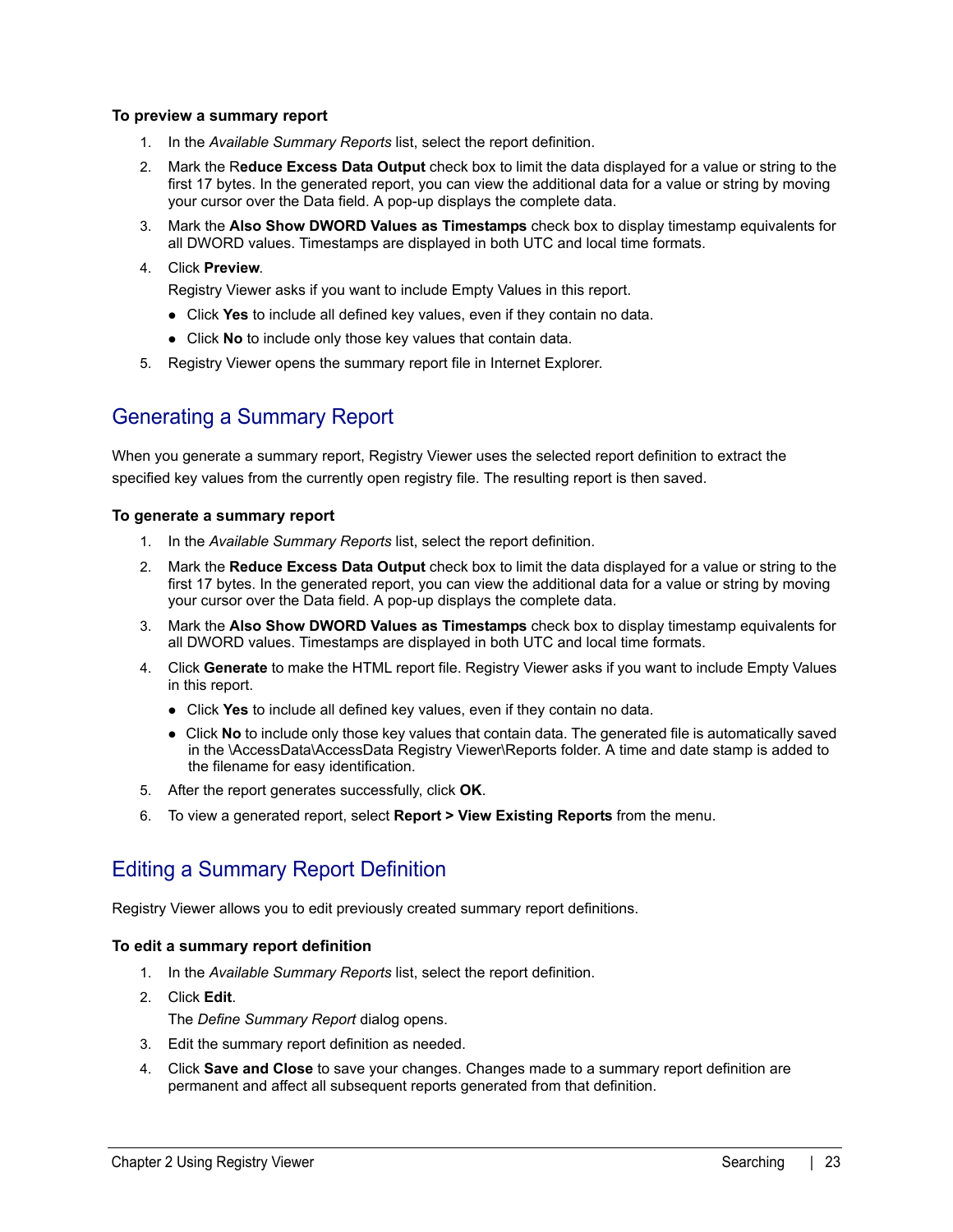**To preview a summary report**

1. In the *Available Summary Reports* list, select the report definition.
2. Mark the R**educe Excess Data Output** check box to limit the data displayed for a value or string to the first 17 bytes. In the generated report, you can view the additional data for a value or string by moving your cursor over the Data field. A pop-up displays the complete data.
3. Mark the **Also Show DWORD Values as Timestamps** check box to display timestamp equivalents for all DWORD values. Timestamps are displayed in both UTC and local time formats.
4. Click **Preview**.

   Registry Viewer asks if you want to include Empty Values in this report.

   - Click **Yes** to include all defined key values, even if they contain no data.
   - Click **No** to include only those key values that contain data.
5. Registry Viewer opens the summary report file in Internet Explorer.

## Generating a Summary Report

When you generate a summary report, Registry Viewer uses the selected report definition to extract the specified key values from the currently open registry file. The resulting report is then saved.

**To generate a summary report**

1. In the *Available Summary Reports* list, select the report definition.
2. Mark the **Reduce Excess Data Output** check box to limit the data displayed for a value or string to the first 17 bytes. In the generated report, you can view the additional data for a value or string by moving your cursor over the Data field. A pop-up displays the complete data.
3. Mark the **Also Show DWORD Values as Timestamps** check box to display timestamp equivalents for all DWORD values. Timestamps are displayed in both UTC and local time formats.
4. Click **Generate** to make the HTML report file. Registry Viewer asks if you want to include Empty Values in this report.
   - Click **Yes** to include all defined key values, even if they contain no data.
   - Click **No** to include only those key values that contain data. The generated file is automatically saved in the \AccessData\AccessData Registry Viewer\Reports folder. A time and date stamp is added to the filename for easy identification.
5. After the report generates successfully, click **OK**.
6. To view a generated report, select **Report > View Existing Reports** from the menu.

## Editing a Summary Report Definition

Registry Viewer allows you to edit previously created summary report definitions.

**To edit a summary report definition**

1. In the *Available Summary Reports* list, select the report definition.
2. Click **Edit**.

   The *Define Summary Report* dialog opens.
3. Edit the summary report definition as needed.
4. Click **Save and Close** to save your changes. Changes made to a summary report definition are permanent and affect all subsequent reports generated from that definition.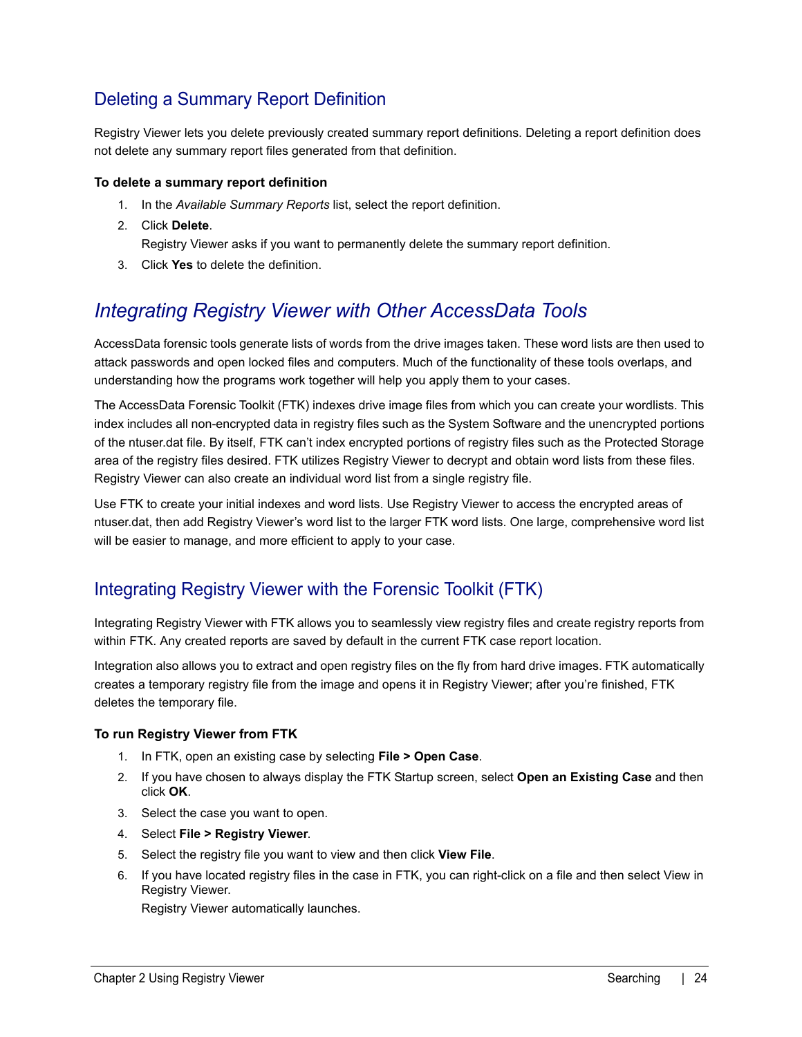## Deleting a Summary Report Definition

Registry Viewer lets you delete previously created summary report definitions. Deleting a report definition does not delete any summary report files generated from that definition.

**To delete a summary report definition**

1. In the *Available Summary Reports* list, select the report definition.
2. Click **Delete**.
   Registry Viewer asks if you want to permanently delete the summary report definition.
3. Click **Yes** to delete the definition.

# *Integrating Registry Viewer with Other AccessData Tools*

AccessData forensic tools generate lists of words from the drive images taken. These word lists are then used to attack passwords and open locked files and computers. Much of the functionality of these tools overlaps, and understanding how the programs work together will help you apply them to your cases.

The AccessData Forensic Toolkit (FTK) indexes drive image files from which you can create your wordlists. This index includes all non-encrypted data in registry files such as the System Software and the unencrypted portions of the ntuser.dat file. By itself, FTK can't index encrypted portions of registry files such as the Protected Storage area of the registry files desired. FTK utilizes Registry Viewer to decrypt and obtain word lists from these files. Registry Viewer can also create an individual word list from a single registry file.

Use FTK to create your initial indexes and word lists. Use Registry Viewer to access the encrypted areas of ntuser.dat, then add Registry Viewer's word list to the larger FTK word lists. One large, comprehensive word list will be easier to manage, and more efficient to apply to your case.

## Integrating Registry Viewer with the Forensic Toolkit (FTK)

Integrating Registry Viewer with FTK allows you to seamlessly view registry files and create registry reports from within FTK. Any created reports are saved by default in the current FTK case report location.

Integration also allows you to extract and open registry files on the fly from hard drive images. FTK automatically creates a temporary registry file from the image and opens it in Registry Viewer; after you're finished, FTK deletes the temporary file.

**To run Registry Viewer from FTK**

1. In FTK, open an existing case by selecting **File > Open Case**.
2. If you have chosen to always display the FTK Startup screen, select **Open an Existing Case** and then click **OK**.
3. Select the case you want to open.
4. Select **File > Registry Viewer**.
5. Select the registry file you want to view and then click **View File**.
6. If you have located registry files in the case in FTK, you can right-click on a file and then select View in Registry Viewer.
   Registry Viewer automatically launches.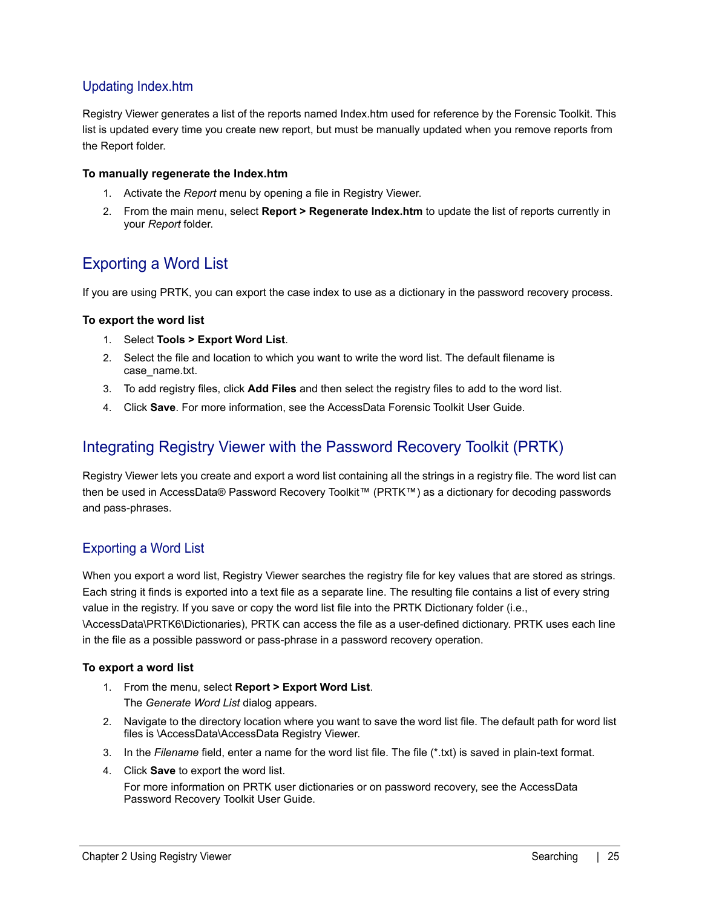### Updating Index.htm

Registry Viewer generates a list of the reports named Index.htm used for reference by the Forensic Toolkit. This list is updated every time you create new report, but must be manually updated when you remove reports from the Report folder.

**To manually regenerate the Index.htm**

1. Activate the *Report* menu by opening a file in Registry Viewer.
2. From the main menu, select **Report > Regenerate Index.htm** to update the list of reports currently in your *Report* folder.

## Exporting a Word List

If you are using PRTK, you can export the case index to use as a dictionary in the password recovery process.

**To export the word list**

1. Select **Tools > Export Word List**.
2. Select the file and location to which you want to write the word list. The default filename is case_name.txt.
3. To add registry files, click **Add Files** and then select the registry files to add to the word list.
4. Click **Save**. For more information, see the AccessData Forensic Toolkit User Guide.

## Integrating Registry Viewer with the Password Recovery Toolkit (PRTK)

Registry Viewer lets you create and export a word list containing all the strings in a registry file. The word list can then be used in AccessData® Password Recovery Toolkit™ (PRTK™) as a dictionary for decoding passwords and pass-phrases.

### Exporting a Word List

When you export a word list, Registry Viewer searches the registry file for key values that are stored as strings. Each string it finds is exported into a text file as a separate line. The resulting file contains a list of every string value in the registry. If you save or copy the word list file into the PRTK Dictionary folder (i.e., \AccessData\PRTK6\Dictionaries), PRTK can access the file as a user-defined dictionary. PRTK uses each line in the file as a possible password or pass-phrase in a password recovery operation.

**To export a word list**

1. From the menu, select **Report > Export Word List**.
   The *Generate Word List* dialog appears.
2. Navigate to the directory location where you want to save the word list file. The default path for word list files is \AccessData\AccessData Registry Viewer.
3. In the *Filename* field, enter a name for the word list file. The file (*.txt) is saved in plain-text format.
4. Click **Save** to export the word list.
   For more information on PRTK user dictionaries or on password recovery, see the AccessData Password Recovery Toolkit User Guide.